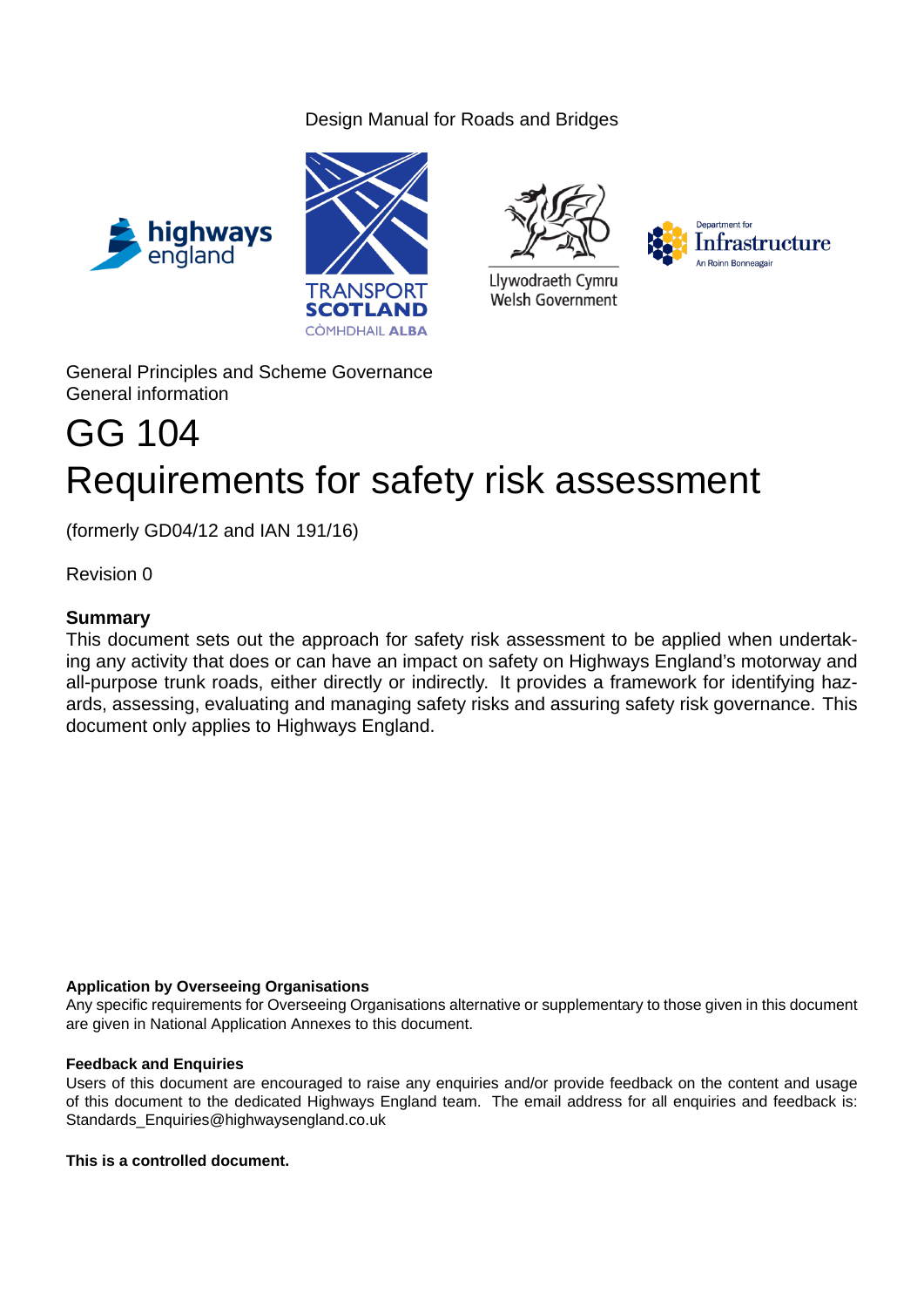Design Manual for Roads and Bridges

General Principles and Scheme Governance
General information

# GG 104
# Requirements for safety risk assessment

(formerly GD04/12 and IAN 191/16)

Revision 0

**Summary**
This document sets out the approach for safety risk assessment to be applied when undertaking any activity that does or can have an impact on safety on Highways England's motorway and all-purpose trunk roads, either directly or indirectly. It provides a framework for identifying hazards, assessing, evaluating and managing safety risks and assuring safety risk governance. This document only applies to Highways England.

**Application by Overseeing Organisations**
Any specific requirements for Overseeing Organisations alternative or supplementary to those given in this document are given in National Application Annexes to this document.

**Feedback and Enquiries**
Users of this document are encouraged to raise any enquiries and/or provide feedback on the content and usage of this document to the dedicated Highways England team. The email address for all enquiries and feedback is: Standards_Enquiries@highwaysengland.co.uk

**This is a controlled document.**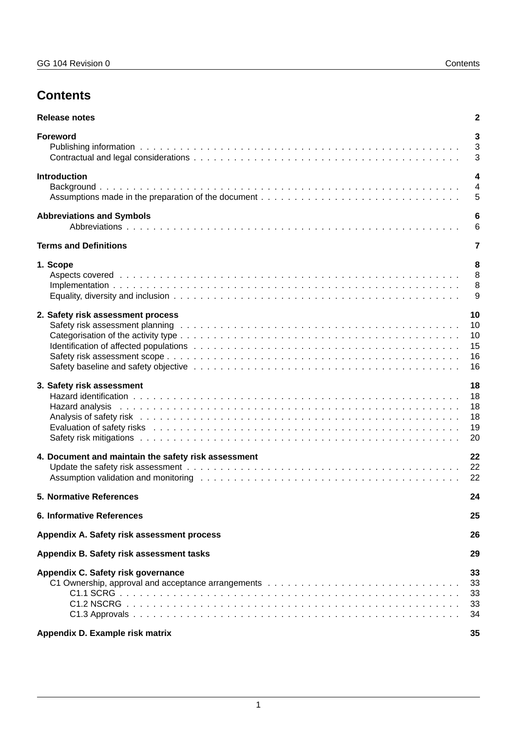# Contents

| | |
|---|---|
| **Release notes** | **2** |
| **Foreword** | **3** |
| Publishing information | 3 |
| Contractual and legal considerations | 3 |
| **Introduction** | **4** |
| Background | 4 |
| Assumptions made in the preparation of the document | 5 |
| **Abbreviations and Symbols** | **6** |
| Abbreviations | 6 |
| **Terms and Definitions** | **7** |
| **1. Scope** | **8** |
| Aspects covered | 8 |
| Implementation | 8 |
| Equality, diversity and inclusion | 9 |
| **2. Safety risk assessment process** | **10** |
| Safety risk assessment planning | 10 |
| Categorisation of the activity type | 10 |
| Identification of affected populations | 15 |
| Safety risk assessment scope | 16 |
| Safety baseline and safety objective | 16 |
| **3. Safety risk assessment** | **18** |
| Hazard identification | 18 |
| Hazard analysis | 18 |
| Analysis of safety risk | 18 |
| Evaluation of safety risks | 19 |
| Safety risk mitigations | 20 |
| **4. Document and maintain the safety risk assessment** | **22** |
| Update the safety risk assessment | 22 |
| Assumption validation and monitoring | 22 |
| **5. Normative References** | **24** |
| **6. Informative References** | **25** |
| **Appendix A. Safety risk assessment process** | **26** |
| **Appendix B. Safety risk assessment tasks** | **29** |
| **Appendix C. Safety risk governance** | **33** |
| C1 Ownership, approval and acceptance arrangements | 33 |
| C1.1 SCRG | 33 |
| C1.2 NSCRG | 33 |
| C1.3 Approvals | 34 |
| **Appendix D. Example risk matrix** | **35** |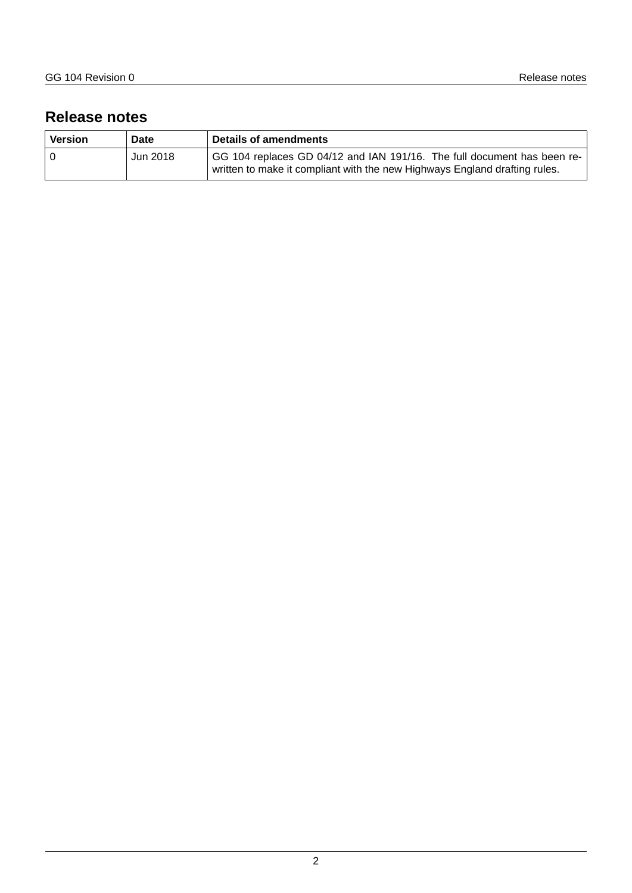# Release notes

| Version | Date | Details of amendments |
|---|---|---|
| 0 | Jun 2018 | GG 104 replaces GD 04/12 and IAN 191/16. The full document has been re-written to make it compliant with the new Highways England drafting rules. |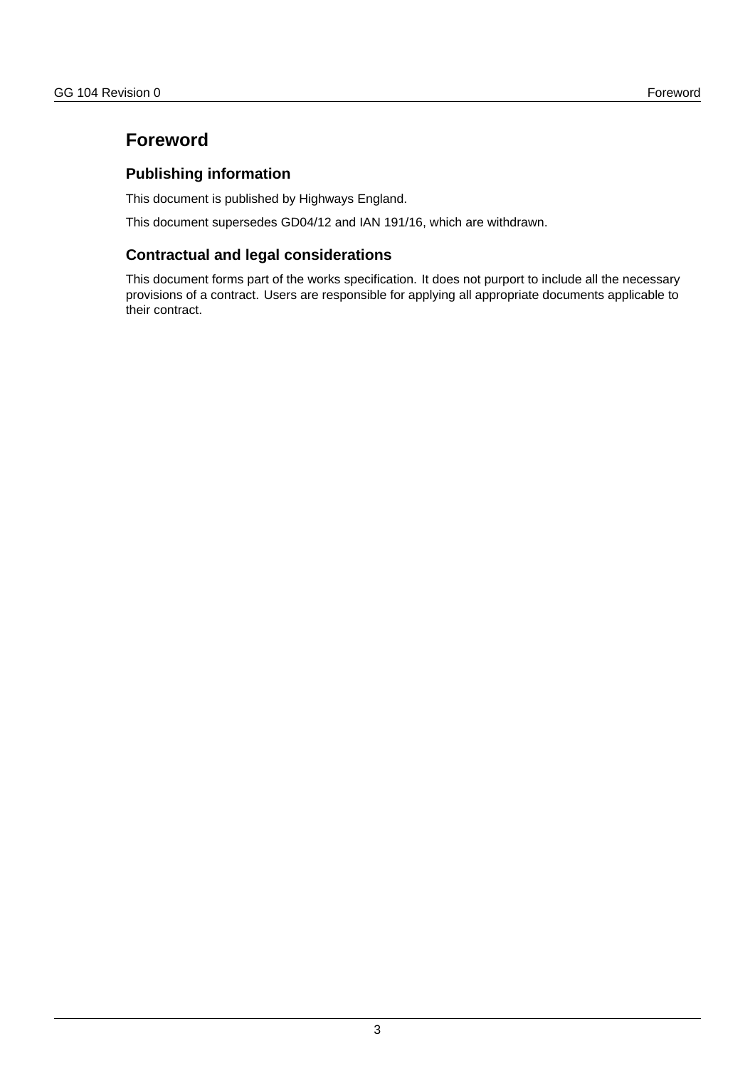# Foreword

## Publishing information

This document is published by Highways England.

This document supersedes GD04/12 and IAN 191/16, which are withdrawn.

## Contractual and legal considerations

This document forms part of the works specification. It does not purport to include all the necessary provisions of a contract. Users are responsible for applying all appropriate documents applicable to their contract.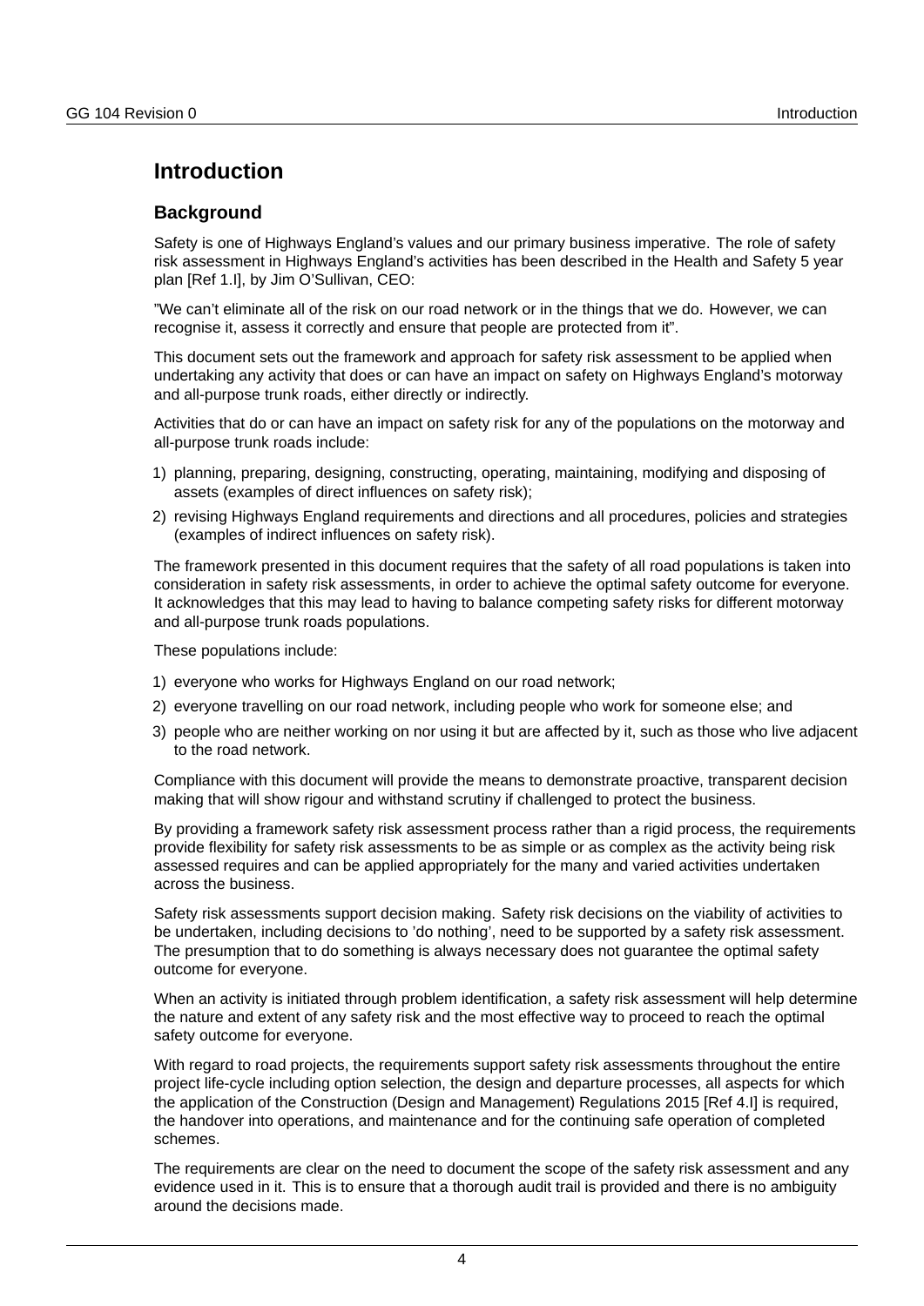# Introduction

## Background

Safety is one of Highways England's values and our primary business imperative. The role of safety risk assessment in Highways England's activities has been described in the Health and Safety 5 year plan [Ref 1.I], by Jim O'Sullivan, CEO:

"We can't eliminate all of the risk on our road network or in the things that we do. However, we can recognise it, assess it correctly and ensure that people are protected from it".

This document sets out the framework and approach for safety risk assessment to be applied when undertaking any activity that does or can have an impact on safety on Highways England's motorway and all-purpose trunk roads, either directly or indirectly.

Activities that do or can have an impact on safety risk for any of the populations on the motorway and all-purpose trunk roads include:

1) planning, preparing, designing, constructing, operating, maintaining, modifying and disposing of assets (examples of direct influences on safety risk);
2) revising Highways England requirements and directions and all procedures, policies and strategies (examples of indirect influences on safety risk).

The framework presented in this document requires that the safety of all road populations is taken into consideration in safety risk assessments, in order to achieve the optimal safety outcome for everyone. It acknowledges that this may lead to having to balance competing safety risks for different motorway and all-purpose trunk roads populations.

These populations include:

1) everyone who works for Highways England on our road network;
2) everyone travelling on our road network, including people who work for someone else; and
3) people who are neither working on nor using it but are affected by it, such as those who live adjacent to the road network.

Compliance with this document will provide the means to demonstrate proactive, transparent decision making that will show rigour and withstand scrutiny if challenged to protect the business.

By providing a framework safety risk assessment process rather than a rigid process, the requirements provide flexibility for safety risk assessments to be as simple or as complex as the activity being risk assessed requires and can be applied appropriately for the many and varied activities undertaken across the business.

Safety risk assessments support decision making. Safety risk decisions on the viability of activities to be undertaken, including decisions to 'do nothing', need to be supported by a safety risk assessment. The presumption that to do something is always necessary does not guarantee the optimal safety outcome for everyone.

When an activity is initiated through problem identification, a safety risk assessment will help determine the nature and extent of any safety risk and the most effective way to proceed to reach the optimal safety outcome for everyone.

With regard to road projects, the requirements support safety risk assessments throughout the entire project life-cycle including option selection, the design and departure processes, all aspects for which the application of the Construction (Design and Management) Regulations 2015 [Ref 4.I] is required, the handover into operations, and maintenance and for the continuing safe operation of completed schemes.

The requirements are clear on the need to document the scope of the safety risk assessment and any evidence used in it. This is to ensure that a thorough audit trail is provided and there is no ambiguity around the decisions made.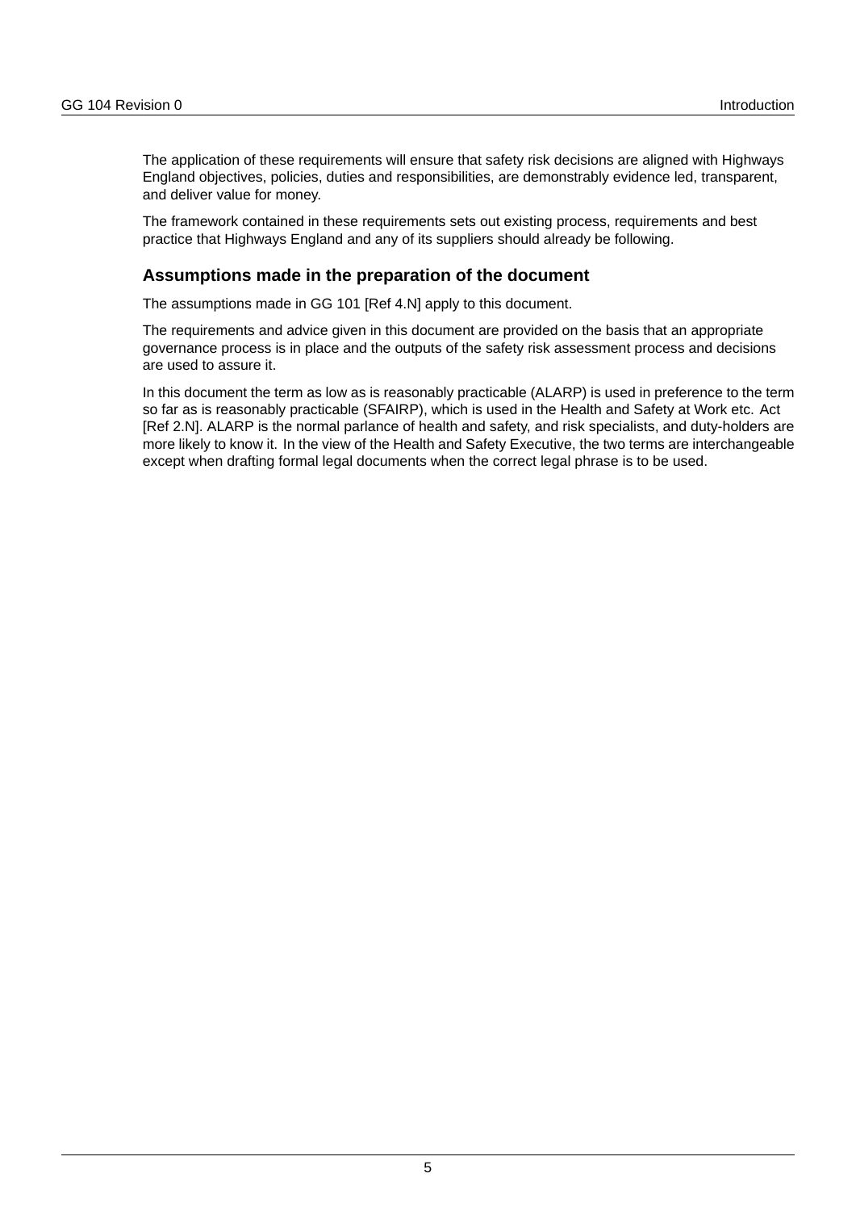The application of these requirements will ensure that safety risk decisions are aligned with Highways England objectives, policies, duties and responsibilities, are demonstrably evidence led, transparent, and deliver value for money.

The framework contained in these requirements sets out existing process, requirements and best practice that Highways England and any of its suppliers should already be following.

### Assumptions made in the preparation of the document

The assumptions made in GG 101 [Ref 4.N] apply to this document.

The requirements and advice given in this document are provided on the basis that an appropriate governance process is in place and the outputs of the safety risk assessment process and decisions are used to assure it.

In this document the term as low as is reasonably practicable (ALARP) is used in preference to the term so far as is reasonably practicable (SFAIRP), which is used in the Health and Safety at Work etc. Act [Ref 2.N]. ALARP is the normal parlance of health and safety, and risk specialists, and duty-holders are more likely to know it. In the view of the Health and Safety Executive, the two terms are interchangeable except when drafting formal legal documents when the correct legal phrase is to be used.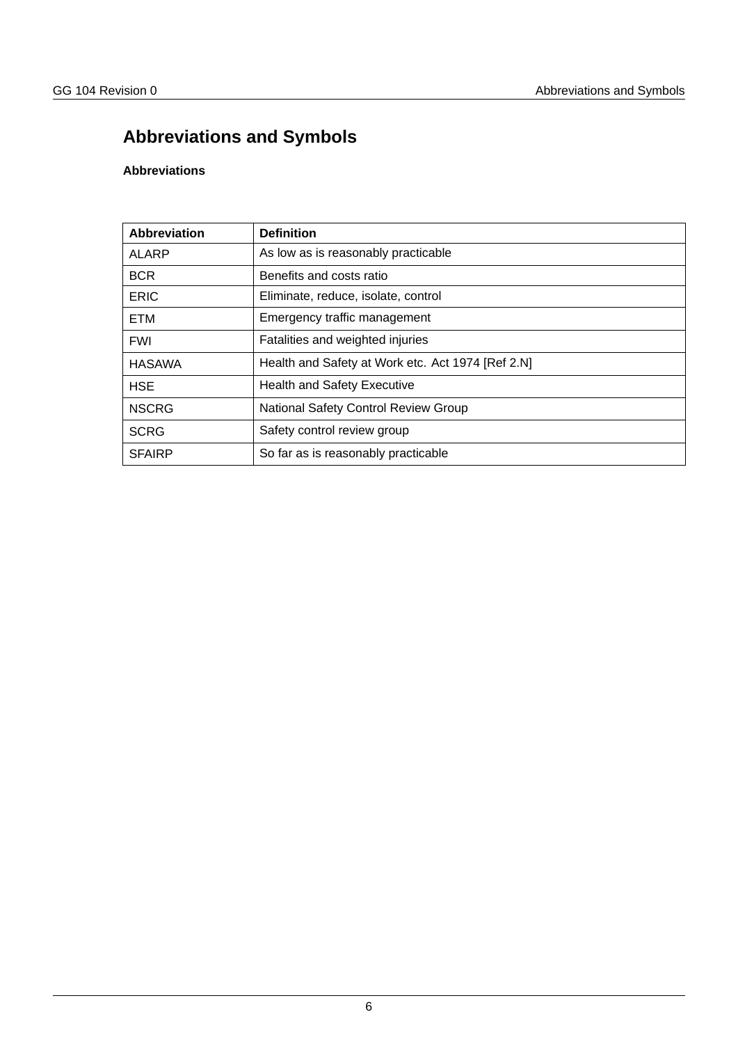# Abbreviations and Symbols

### Abbreviations

| Abbreviation | Definition |
|---|---|
| ALARP | As low as is reasonably practicable |
| BCR | Benefits and costs ratio |
| ERIC | Eliminate, reduce, isolate, control |
| ETM | Emergency traffic management |
| FWI | Fatalities and weighted injuries |
| HASAWA | Health and Safety at Work etc. Act 1974 [Ref 2.N] |
| HSE | Health and Safety Executive |
| NSCRG | National Safety Control Review Group |
| SCRG | Safety control review group |
| SFAIRP | So far as is reasonably practicable |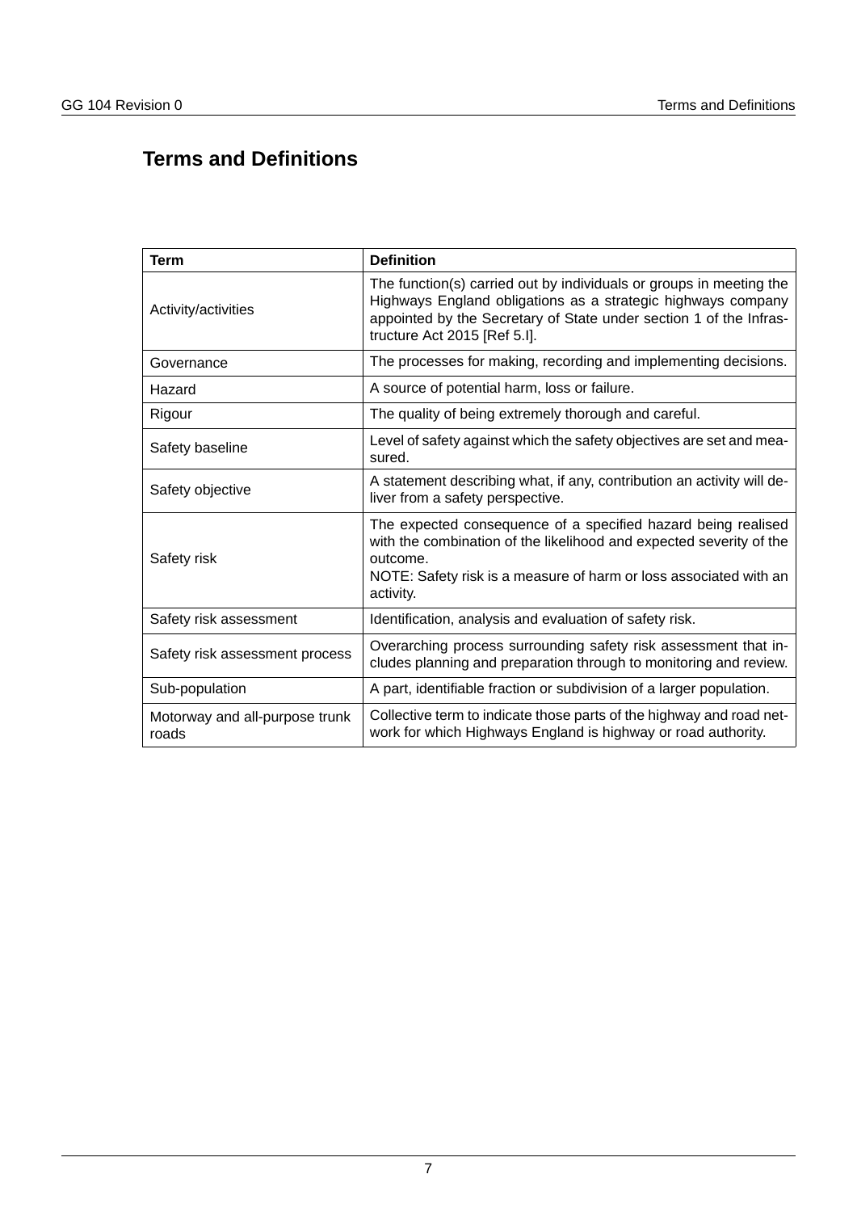# Terms and Definitions

| Term | Definition |
|---|---|
| Activity/activities | The function(s) carried out by individuals or groups in meeting the Highways England obligations as a strategic highways company appointed by the Secretary of State under section 1 of the Infrastructure Act 2015 [Ref 5.I]. |
| Governance | The processes for making, recording and implementing decisions. |
| Hazard | A source of potential harm, loss or failure. |
| Rigour | The quality of being extremely thorough and careful. |
| Safety baseline | Level of safety against which the safety objectives are set and measured. |
| Safety objective | A statement describing what, if any, contribution an activity will deliver from a safety perspective. |
| Safety risk | The expected consequence of a specified hazard being realised with the combination of the likelihood and expected severity of the outcome.<br>NOTE: Safety risk is a measure of harm or loss associated with an activity. |
| Safety risk assessment | Identification, analysis and evaluation of safety risk. |
| Safety risk assessment process | Overarching process surrounding safety risk assessment that includes planning and preparation through to monitoring and review. |
| Sub-population | A part, identifiable fraction or subdivision of a larger population. |
| Motorway and all-purpose trunk roads | Collective term to indicate those parts of the highway and road network for which Highways England is highway or road authority. |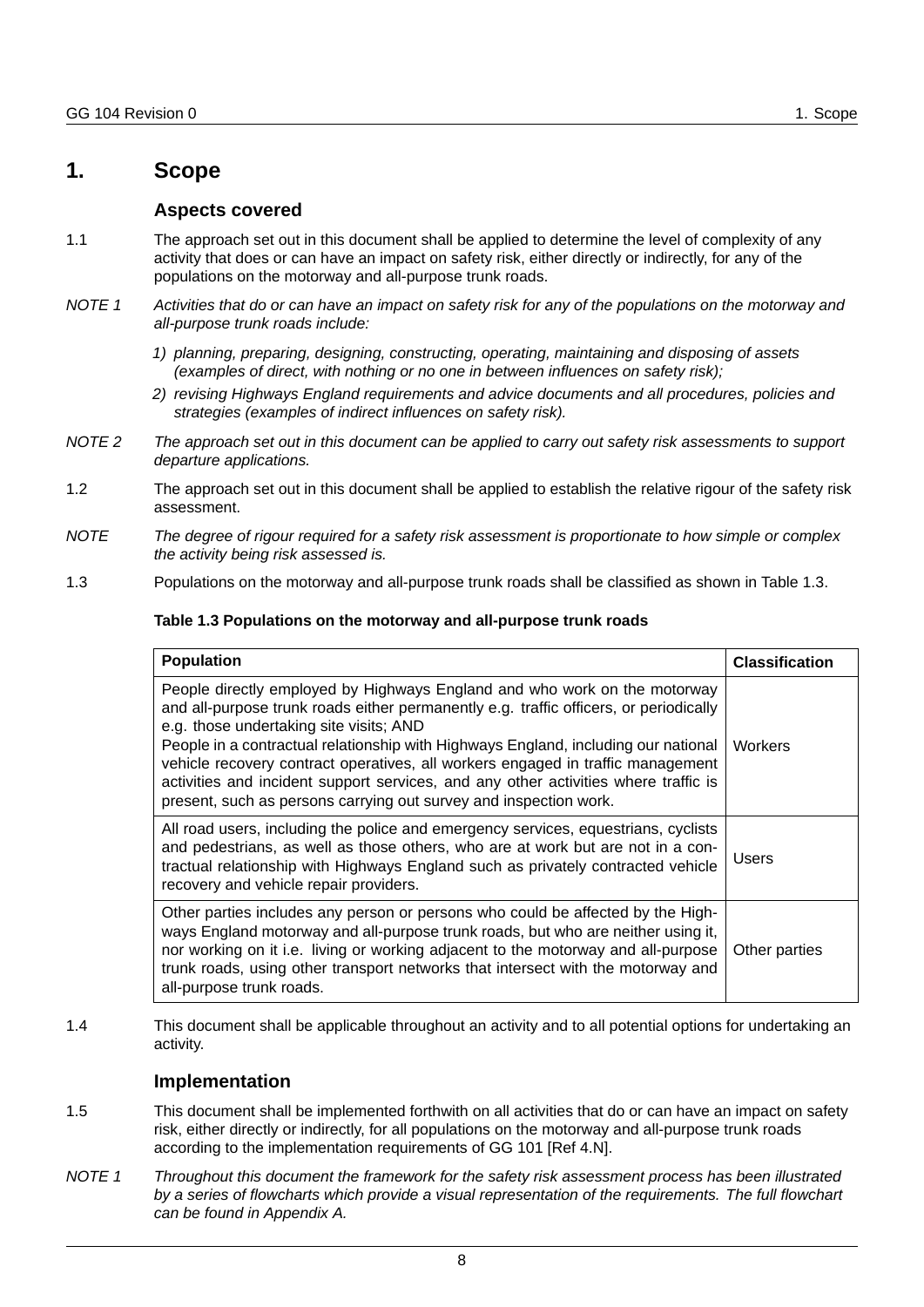# 1. Scope

## Aspects covered

1.1 The approach set out in this document shall be applied to determine the level of complexity of any activity that does or can have an impact on safety risk, either directly or indirectly, for any of the populations on the motorway and all-purpose trunk roads.

*NOTE 1 Activities that do or can have an impact on safety risk for any of the populations on the motorway and all-purpose trunk roads include:*

1) *planning, preparing, designing, constructing, operating, maintaining and disposing of assets (examples of direct, with nothing or no one in between influences on safety risk);*
2) *revising Highways England requirements and advice documents and all procedures, policies and strategies (examples of indirect influences on safety risk).*

*NOTE 2 The approach set out in this document can be applied to carry out safety risk assessments to support departure applications.*

1.2 The approach set out in this document shall be applied to establish the relative rigour of the safety risk assessment.

*NOTE The degree of rigour required for a safety risk assessment is proportionate to how simple or complex the activity being risk assessed is.*

1.3 Populations on the motorway and all-purpose trunk roads shall be classified as shown in Table 1.3.

**Table 1.3 Populations on the motorway and all-purpose trunk roads**

| Population | Classification |
|---|---|
| People directly employed by Highways England and who work on the motorway and all-purpose trunk roads either permanently e.g. traffic officers, or periodically e.g. those undertaking site visits; AND<br>People in a contractual relationship with Highways England, including our national vehicle recovery contract operatives, all workers engaged in traffic management activities and incident support services, and any other activities where traffic is present, such as persons carrying out survey and inspection work. | Workers |
| All road users, including the police and emergency services, equestrians, cyclists and pedestrians, as well as those others, who are at work but are not in a contractual relationship with Highways England such as privately contracted vehicle recovery and vehicle repair providers. | Users |
| Other parties includes any person or persons who could be affected by the Highways England motorway and all-purpose trunk roads, but who are neither using it, nor working on it i.e. living or working adjacent to the motorway and all-purpose trunk roads, using other transport networks that intersect with the motorway and all-purpose trunk roads. | Other parties |

1.4 This document shall be applicable throughout an activity and to all potential options for undertaking an activity.

## Implementation

1.5 This document shall be implemented forthwith on all activities that do or can have an impact on safety risk, either directly or indirectly, for all populations on the motorway and all-purpose trunk roads according to the implementation requirements of GG 101 [Ref 4.N].

*NOTE 1 Throughout this document the framework for the safety risk assessment process has been illustrated by a series of flowcharts which provide a visual representation of the requirements. The full flowchart can be found in Appendix A.*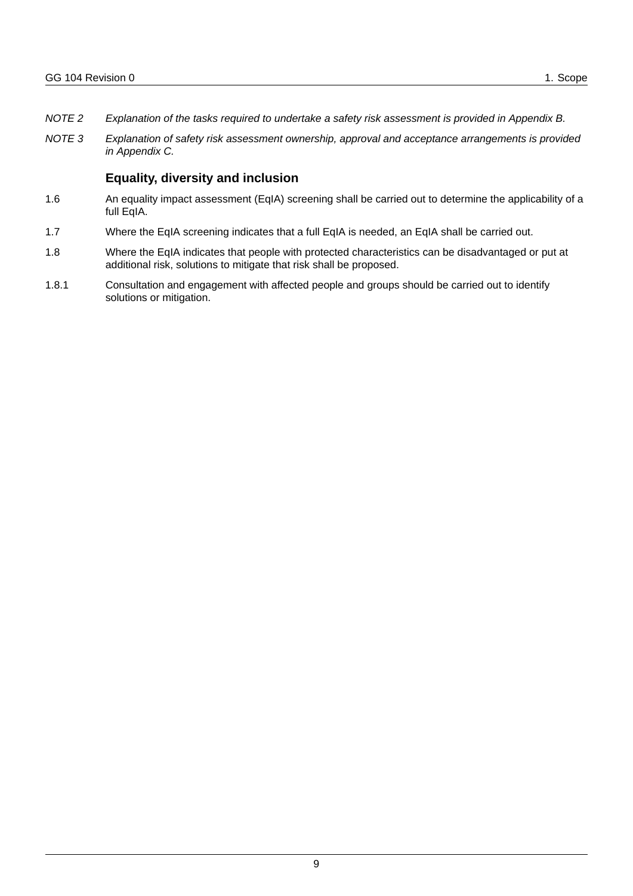*NOTE 2 Explanation of the tasks required to undertake a safety risk assessment is provided in Appendix B.*

*NOTE 3 Explanation of safety risk assessment ownership, approval and acceptance arrangements is provided in Appendix C.*

### Equality, diversity and inclusion

1.6 An equality impact assessment (EqIA) screening shall be carried out to determine the applicability of a full EqIA.

1.7 Where the EqIA screening indicates that a full EqIA is needed, an EqIA shall be carried out.

1.8 Where the EqIA indicates that people with protected characteristics can be disadvantaged or put at additional risk, solutions to mitigate that risk shall be proposed.

1.8.1 Consultation and engagement with affected people and groups should be carried out to identify solutions or mitigation.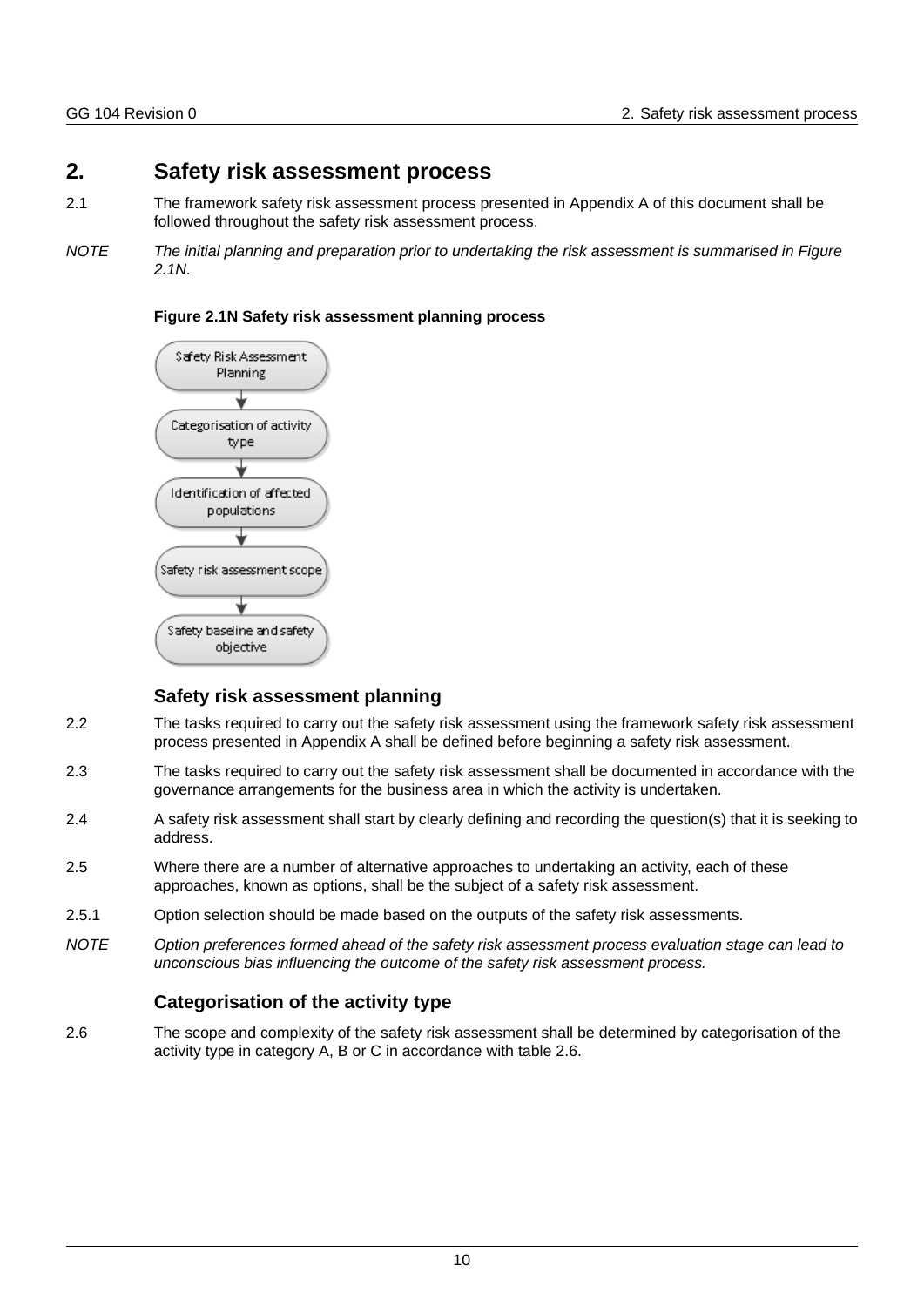# 2. Safety risk assessment process

2.1 The framework safety risk assessment process presented in Appendix A of this document shall be followed throughout the safety risk assessment process.

*NOTE The initial planning and preparation prior to undertaking the risk assessment is summarised in Figure 2.1N.*

**Figure 2.1N Safety risk assessment planning process**

Safety Risk Assessment Planning → Categorisation of activity type → Identification of affected populations → Safety risk assessment scope → Safety baseline and safety objective

## Safety risk assessment planning

2.2 The tasks required to carry out the safety risk assessment using the framework safety risk assessment process presented in Appendix A shall be defined before beginning a safety risk assessment.

2.3 The tasks required to carry out the safety risk assessment shall be documented in accordance with the governance arrangements for the business area in which the activity is undertaken.

2.4 A safety risk assessment shall start by clearly defining and recording the question(s) that it is seeking to address.

2.5 Where there are a number of alternative approaches to undertaking an activity, each of these approaches, known as options, shall be the subject of a safety risk assessment.

2.5.1 Option selection should be made based on the outputs of the safety risk assessments.

*NOTE Option preferences formed ahead of the safety risk assessment process evaluation stage can lead to unconscious bias influencing the outcome of the safety risk assessment process.*

## Categorisation of the activity type

2.6 The scope and complexity of the safety risk assessment shall be determined by categorisation of the activity type in category A, B or C in accordance with table 2.6.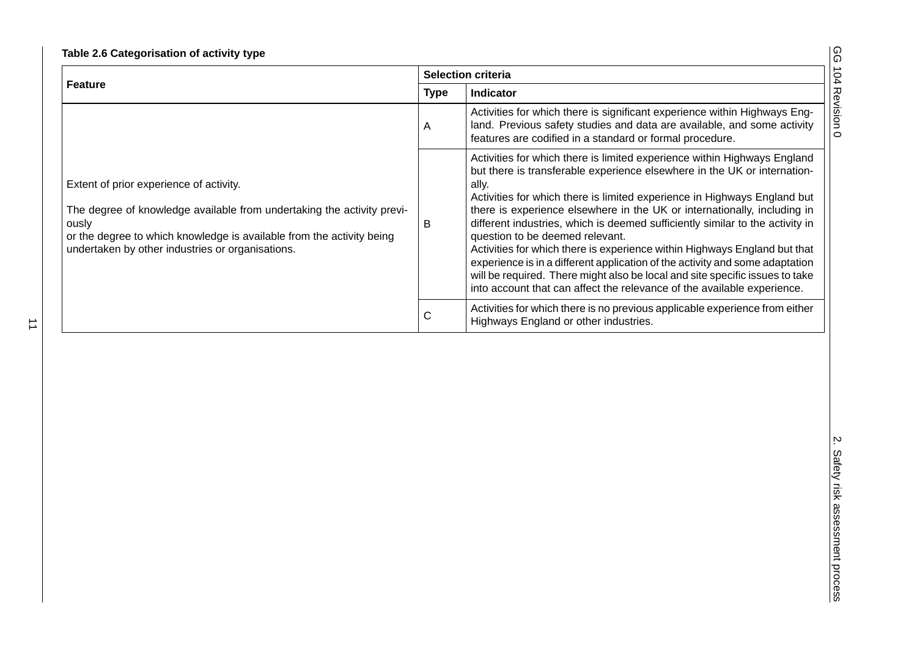**Table 2.6 Categorisation of activity type**

| Feature | Selection criteria | |
|---|---|---|
| | **Type** | **Indicator** |
| Extent of prior experience of activity.<br><br>The degree of knowledge available from undertaking the activity previously or the degree to which knowledge is available from the activity being undertaken by other industries or organisations. | A | Activities for which there is significant experience within Highways England. Previous safety studies and data are available, and some activity features are codified in a standard or formal procedure. |
| | B | Activities for which there is limited experience within Highways England but there is transferable experience elsewhere in the UK or internationally.<br>Activities for which there is limited experience in Highways England but there is experience elsewhere in the UK or internationally, including in different industries, which is deemed sufficiently similar to the activity in question to be deemed relevant.<br>Activities for which there is experience within Highways England but that experience is in a different application of the activity and some adaptation will be required. There might also be local and site specific issues to take into account that can affect the relevance of the available experience. |
| | C | Activities for which there is no previous applicable experience from either Highways England or other industries. |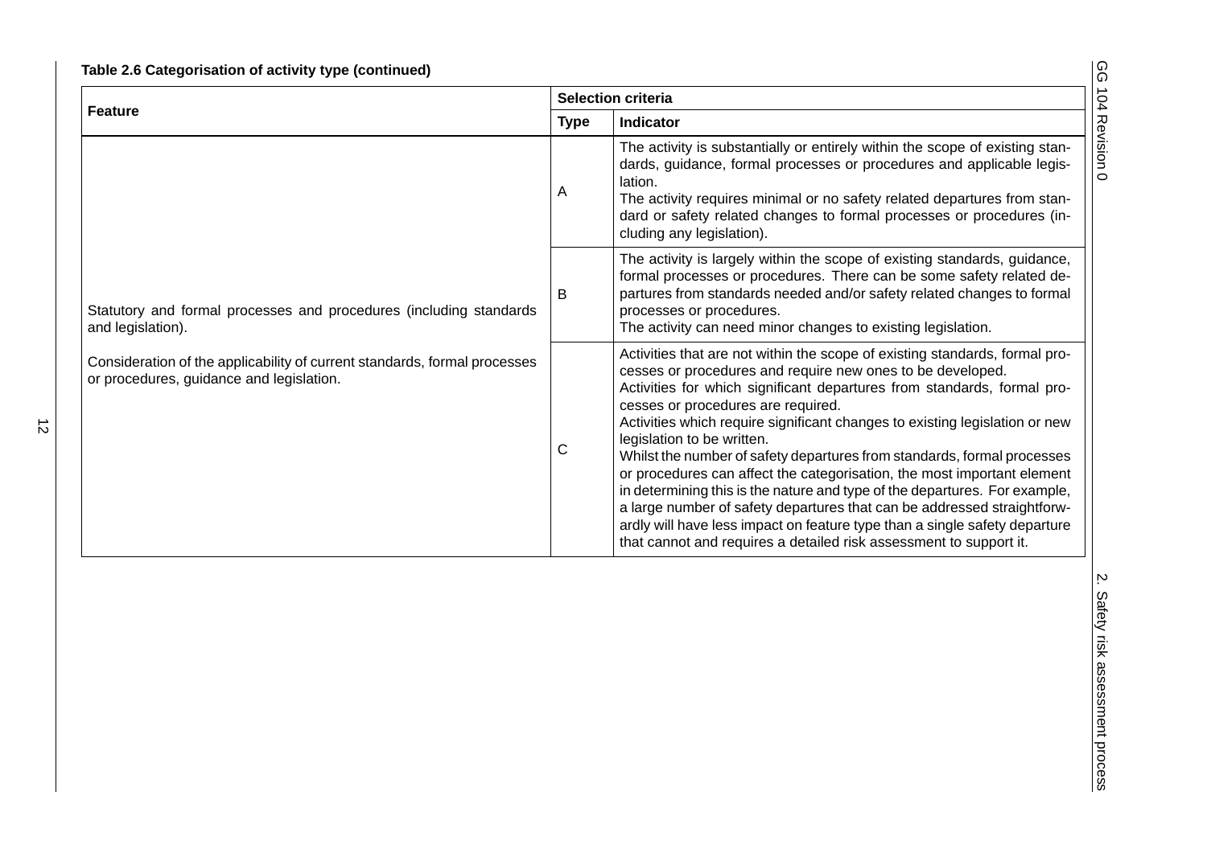**Table 2.6 Categorisation of activity type (continued)**

| Feature | Selection criteria | |
|---|---|---|
| | **Type** | **Indicator** |
| Statutory and formal processes and procedures (including standards and legislation).<br><br>Consideration of the applicability of current standards, formal processes or procedures, guidance and legislation. | A | The activity is substantially or entirely within the scope of existing standards, guidance, formal processes or procedures and applicable legislation.<br>The activity requires minimal or no safety related departures from standard or safety related changes to formal processes or procedures (including any legislation). |
| | B | The activity is largely within the scope of existing standards, guidance, formal processes or procedures. There can be some safety related departures from standards needed and/or safety related changes to formal processes or procedures.<br>The activity can need minor changes to existing legislation. |
| | C | Activities that are not within the scope of existing standards, formal processes or procedures and require new ones to be developed.<br>Activities for which significant departures from standards, formal processes or procedures are required.<br>Activities which require significant changes to existing legislation or new legislation to be written.<br>Whilst the number of safety departures from standards, formal processes or procedures can affect the categorisation, the most important element in determining this is the nature and type of the departures. For example, a large number of safety departures that can be addressed straightforwardly will have less impact on feature type than a single safety departure that cannot and requires a detailed risk assessment to support it. |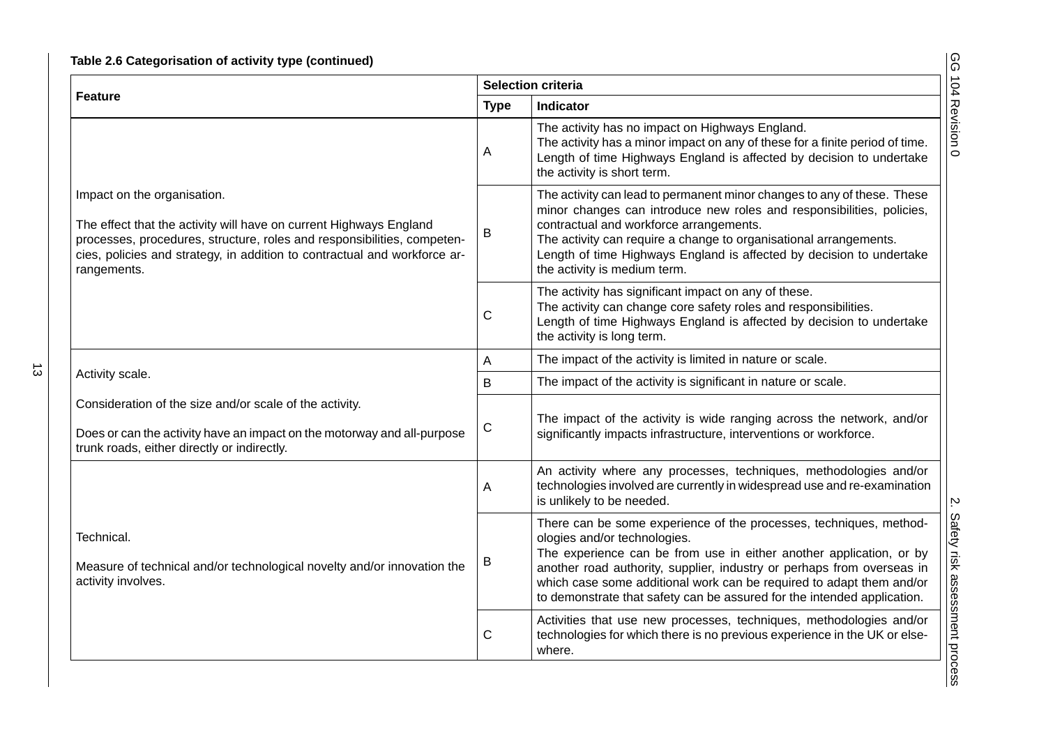**Table 2.6 Categorisation of activity type (continued)**

| Feature | Selection criteria | |
|---|---|---|
| | **Type** | **Indicator** |
| Impact on the organisation.<br><br>The effect that the activity will have on current Highways England processes, procedures, structure, roles and responsibilities, competencies, policies and strategy, in addition to contractual and workforce arrangements. | A | The activity has no impact on Highways England.<br>The activity has a minor impact on any of these for a finite period of time.<br>Length of time Highways England is affected by decision to undertake the activity is short term. |
| | B | The activity can lead to permanent minor changes to any of these. These minor changes can introduce new roles and responsibilities, policies, contractual and workforce arrangements.<br>The activity can require a change to organisational arrangements.<br>Length of time Highways England is affected by decision to undertake the activity is medium term. |
| | C | The activity has significant impact on any of these.<br>The activity can change core safety roles and responsibilities.<br>Length of time Highways England is affected by decision to undertake the activity is long term. |
| Activity scale.<br><br>Consideration of the size and/or scale of the activity.<br><br>Does or can the activity have an impact on the motorway and all-purpose trunk roads, either directly or indirectly. | A | The impact of the activity is limited in nature or scale. |
| | B | The impact of the activity is significant in nature or scale. |
| | C | The impact of the activity is wide ranging across the network, and/or significantly impacts infrastructure, interventions or workforce. |
| Technical.<br><br>Measure of technical and/or technological novelty and/or innovation the activity involves. | A | An activity where any processes, techniques, methodologies and/or technologies involved are currently in widespread use and re-examination is unlikely to be needed. |
| | B | There can be some experience of the processes, techniques, methodologies and/or technologies.<br>The experience can be from use in either another application, or by another road authority, supplier, industry or perhaps from overseas in which case some additional work can be required to adapt them and/or to demonstrate that safety can be assured for the intended application. |
| | C | Activities that use new processes, techniques, methodologies and/or technologies for which there is no previous experience in the UK or elsewhere. |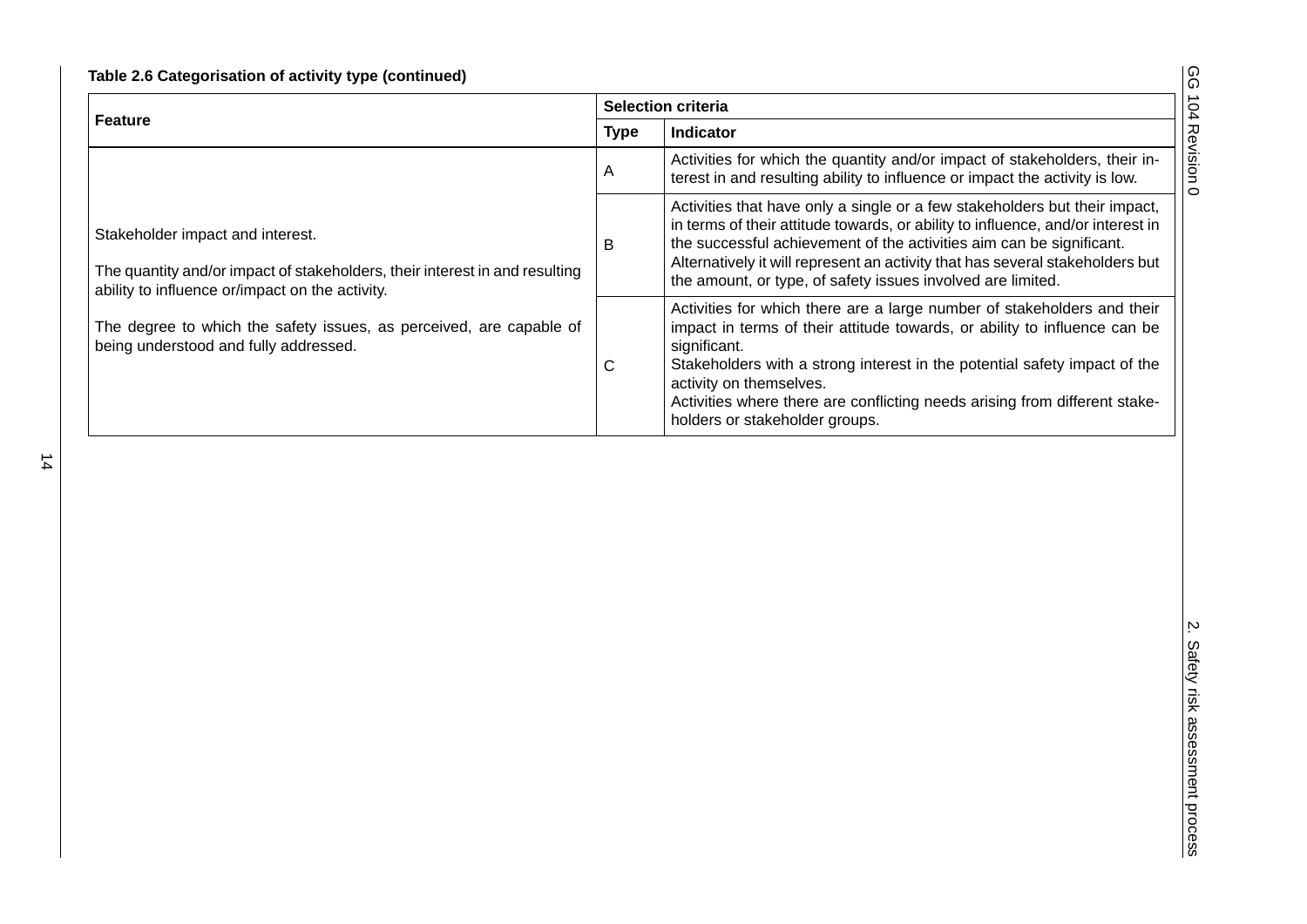**Table 2.6 Categorisation of activity type (continued)**

| Feature | Selection criteria | |
|---|---|---|
| | **Type** | **Indicator** |
| Stakeholder impact and interest.<br><br>The quantity and/or impact of stakeholders, their interest in and resulting ability to influence or/impact on the activity.<br><br>The degree to which the safety issues, as perceived, are capable of being understood and fully addressed. | A | Activities for which the quantity and/or impact of stakeholders, their interest in and resulting ability to influence or impact the activity is low. |
| | B | Activities that have only a single or a few stakeholders but their impact, in terms of their attitude towards, or ability to influence, and/or interest in the successful achievement of the activities aim can be significant.<br>Alternatively it will represent an activity that has several stakeholders but the amount, or type, of safety issues involved are limited. |
| | C | Activities for which there are a large number of stakeholders and their impact in terms of their attitude towards, or ability to influence can be significant.<br>Stakeholders with a strong interest in the potential safety impact of the activity on themselves.<br>Activities where there are conflicting needs arising from different stakeholders or stakeholder groups. |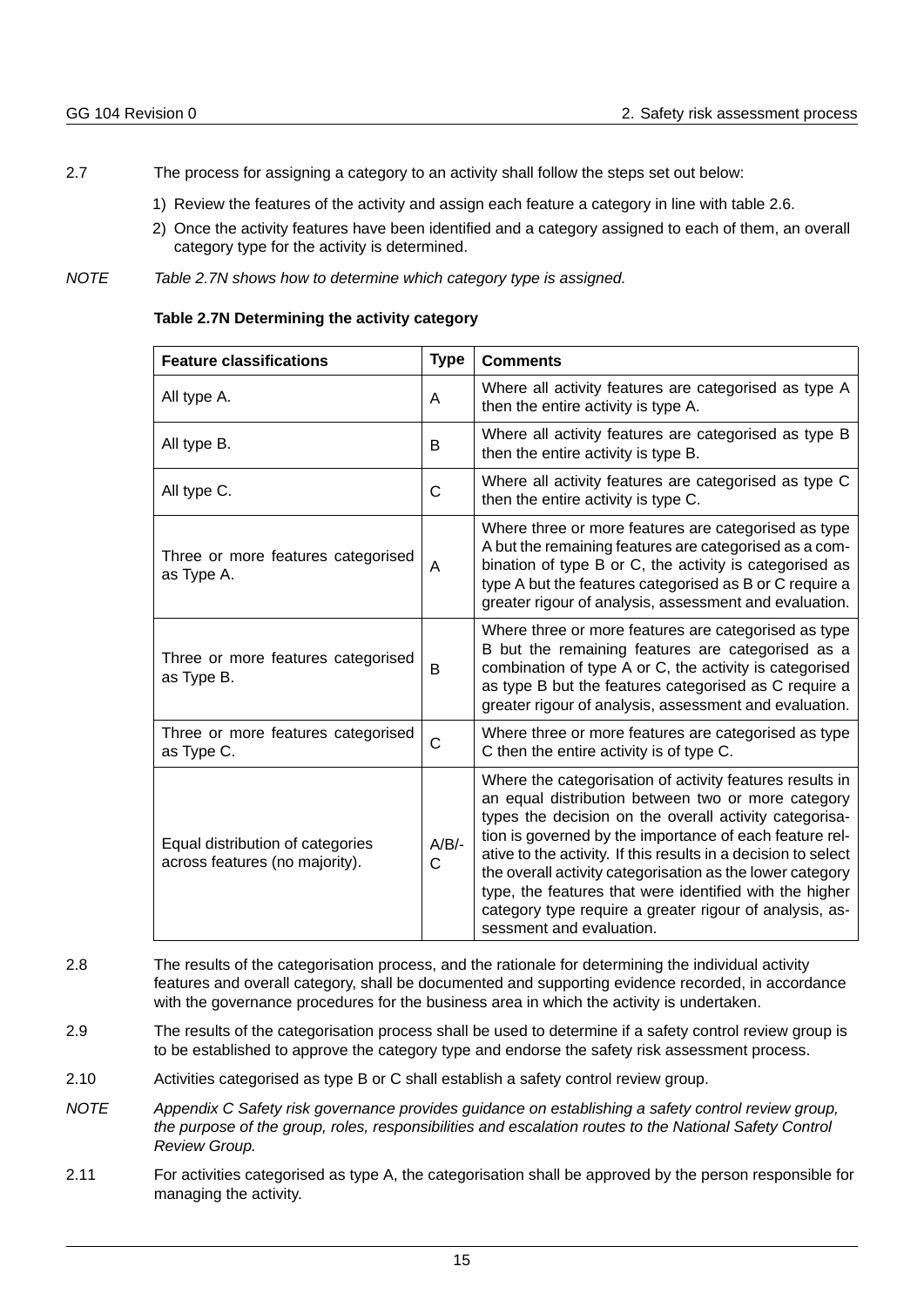2.7 The process for assigning a category to an activity shall follow the steps set out below:

1) Review the features of the activity and assign each feature a category in line with table 2.6.
2) Once the activity features have been identified and a category assigned to each of them, an overall category type for the activity is determined.

*NOTE Table 2.7N shows how to determine which category type is assigned.*

**Table 2.7N Determining the activity category**

| Feature classifications | Type | Comments |
|---|---|---|
| All type A. | A | Where all activity features are categorised as type A then the entire activity is type A. |
| All type B. | B | Where all activity features are categorised as type B then the entire activity is type B. |
| All type C. | C | Where all activity features are categorised as type C then the entire activity is type C. |
| Three or more features categorised as Type A. | A | Where three or more features are categorised as type A but the remaining features are categorised as a combination of type B or C, the activity is categorised as type A but the features categorised as B or C require a greater rigour of analysis, assessment and evaluation. |
| Three or more features categorised as Type B. | B | Where three or more features are categorised as type B but the remaining features are categorised as a combination of type A or C, the activity is categorised as type B but the features categorised as C require a greater rigour of analysis, assessment and evaluation. |
| Three or more features categorised as Type C. | C | Where three or more features are categorised as type C then the entire activity is of type C. |
| Equal distribution of categories across features (no majority). | A/B/-C | Where the categorisation of activity features results in an equal distribution between two or more category types the decision on the overall activity categorisation is governed by the importance of each feature relative to the activity. If this results in a decision to select the overall activity categorisation as the lower category type, the features that were identified with the higher category type require a greater rigour of analysis, assessment and evaluation. |

2.8 The results of the categorisation process, and the rationale for determining the individual activity features and overall category, shall be documented and supporting evidence recorded, in accordance with the governance procedures for the business area in which the activity is undertaken.

2.9 The results of the categorisation process shall be used to determine if a safety control review group is to be established to approve the category type and endorse the safety risk assessment process.

2.10 Activities categorised as type B or C shall establish a safety control review group.

*NOTE Appendix C Safety risk governance provides guidance on establishing a safety control review group, the purpose of the group, roles, responsibilities and escalation routes to the National Safety Control Review Group.*

2.11 For activities categorised as type A, the categorisation shall be approved by the person responsible for managing the activity.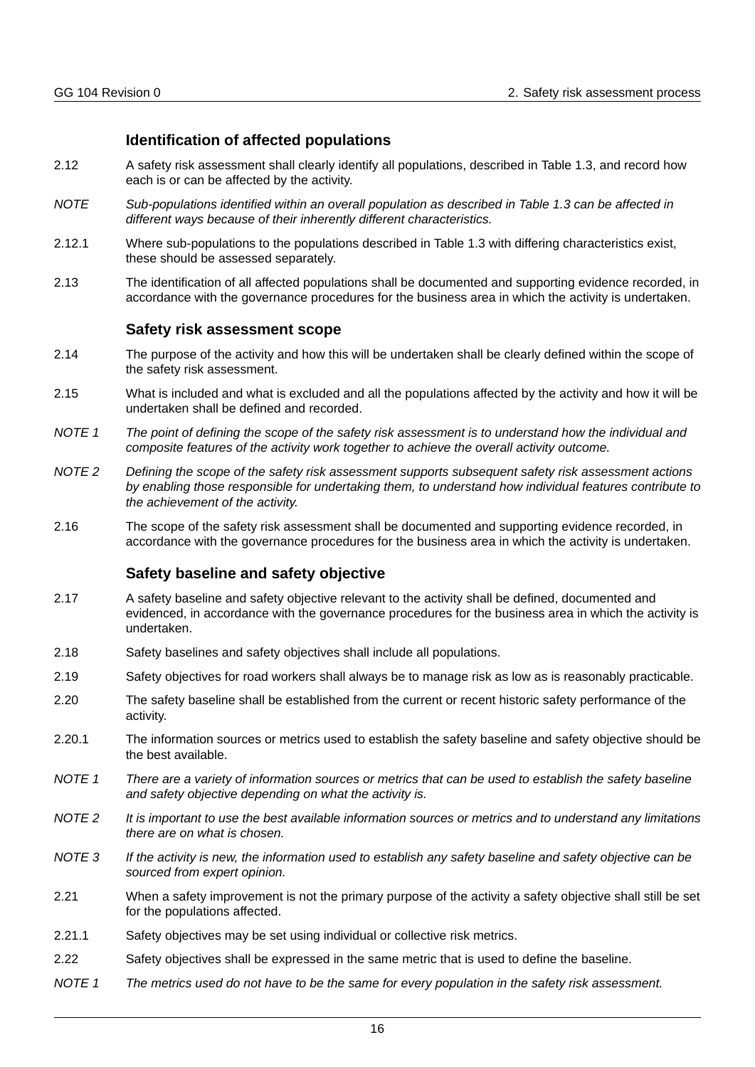### Identification of affected populations

2.12 A safety risk assessment shall clearly identify all populations, described in Table 1.3, and record how each is or can be affected by the activity.

*NOTE Sub-populations identified within an overall population as described in Table 1.3 can be affected in different ways because of their inherently different characteristics.*

2.12.1 Where sub-populations to the populations described in Table 1.3 with differing characteristics exist, these should be assessed separately.

2.13 The identification of all affected populations shall be documented and supporting evidence recorded, in accordance with the governance procedures for the business area in which the activity is undertaken.

### Safety risk assessment scope

2.14 The purpose of the activity and how this will be undertaken shall be clearly defined within the scope of the safety risk assessment.

2.15 What is included and what is excluded and all the populations affected by the activity and how it will be undertaken shall be defined and recorded.

*NOTE 1 The point of defining the scope of the safety risk assessment is to understand how the individual and composite features of the activity work together to achieve the overall activity outcome.*

*NOTE 2 Defining the scope of the safety risk assessment supports subsequent safety risk assessment actions by enabling those responsible for undertaking them, to understand how individual features contribute to the achievement of the activity.*

2.16 The scope of the safety risk assessment shall be documented and supporting evidence recorded, in accordance with the governance procedures for the business area in which the activity is undertaken.

### Safety baseline and safety objective

2.17 A safety baseline and safety objective relevant to the activity shall be defined, documented and evidenced, in accordance with the governance procedures for the business area in which the activity is undertaken.

2.18 Safety baselines and safety objectives shall include all populations.

2.19 Safety objectives for road workers shall always be to manage risk as low as is reasonably practicable.

2.20 The safety baseline shall be established from the current or recent historic safety performance of the activity.

2.20.1 The information sources or metrics used to establish the safety baseline and safety objective should be the best available.

*NOTE 1 There are a variety of information sources or metrics that can be used to establish the safety baseline and safety objective depending on what the activity is.*

*NOTE 2 It is important to use the best available information sources or metrics and to understand any limitations there are on what is chosen.*

*NOTE 3 If the activity is new, the information used to establish any safety baseline and safety objective can be sourced from expert opinion.*

2.21 When a safety improvement is not the primary purpose of the activity a safety objective shall still be set for the populations affected.

2.21.1 Safety objectives may be set using individual or collective risk metrics.

2.22 Safety objectives shall be expressed in the same metric that is used to define the baseline.

*NOTE 1 The metrics used do not have to be the same for every population in the safety risk assessment.*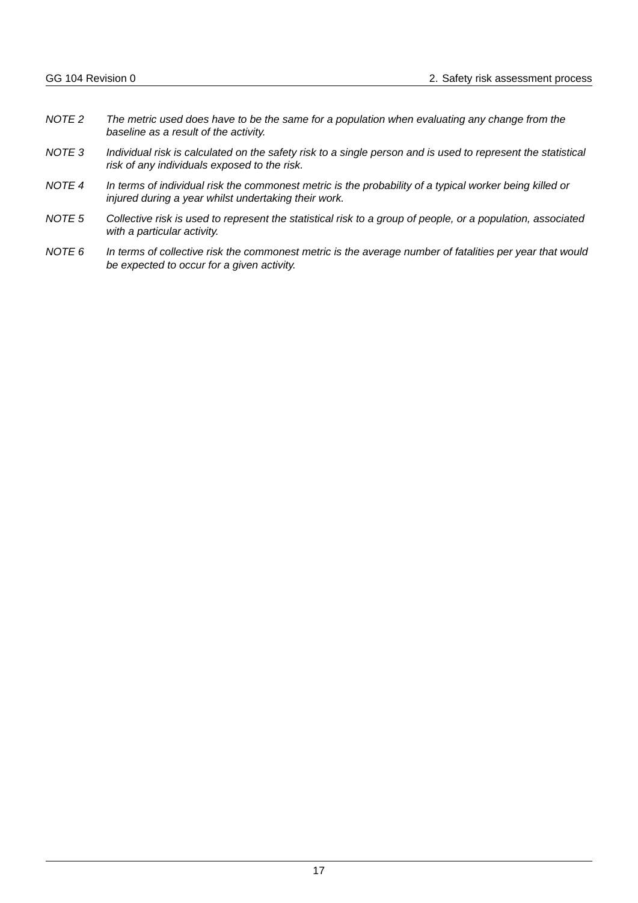*NOTE 2 The metric used does have to be the same for a population when evaluating any change from the baseline as a result of the activity.*

*NOTE 3 Individual risk is calculated on the safety risk to a single person and is used to represent the statistical risk of any individuals exposed to the risk.*

*NOTE 4 In terms of individual risk the commonest metric is the probability of a typical worker being killed or injured during a year whilst undertaking their work.*

*NOTE 5 Collective risk is used to represent the statistical risk to a group of people, or a population, associated with a particular activity.*

*NOTE 6 In terms of collective risk the commonest metric is the average number of fatalities per year that would be expected to occur for a given activity.*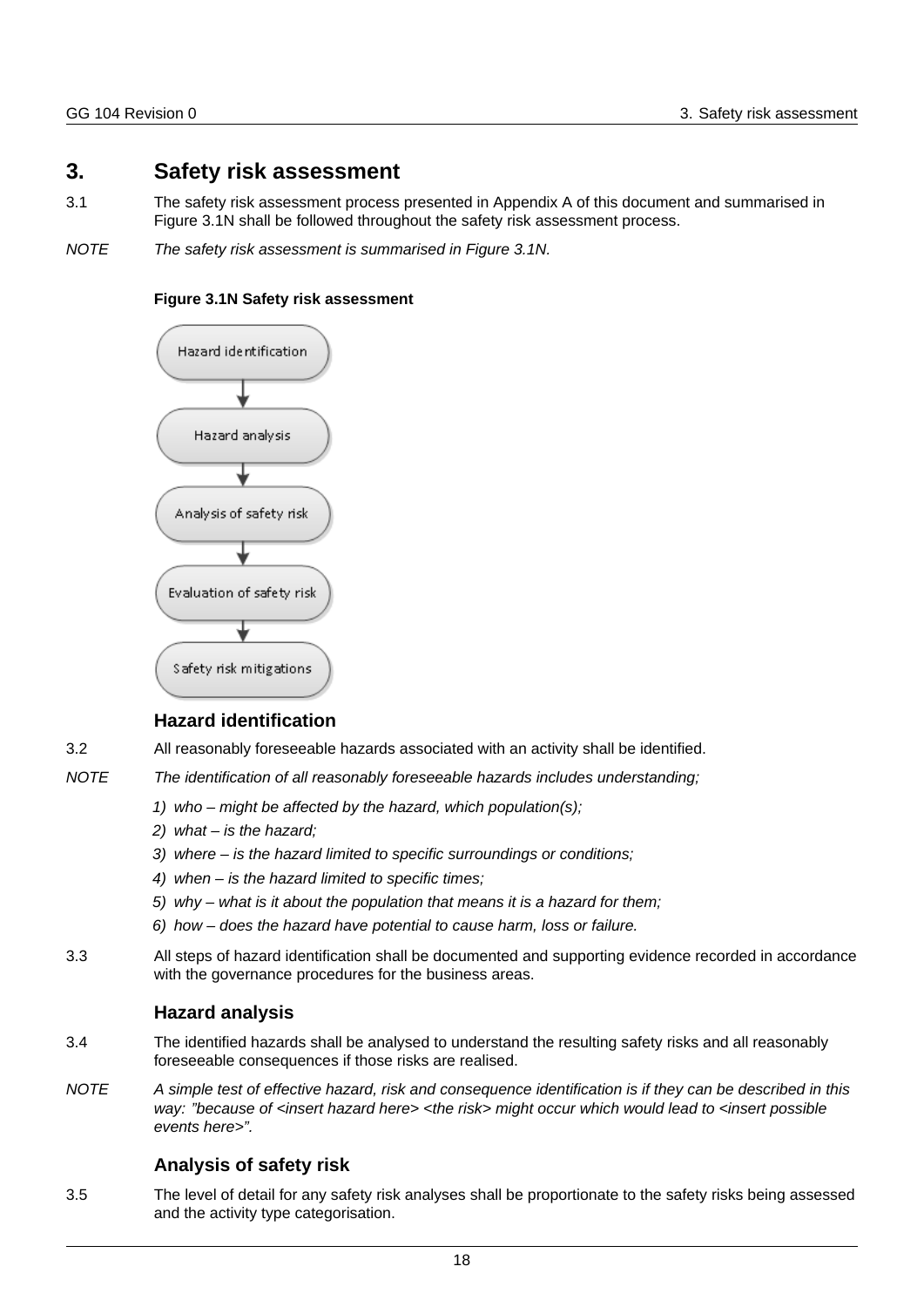# 3. Safety risk assessment

3.1 The safety risk assessment process presented in Appendix A of this document and summarised in Figure 3.1N shall be followed throughout the safety risk assessment process.

*NOTE The safety risk assessment is summarised in Figure 3.1N.*

**Figure 3.1N Safety risk assessment**

Hazard identification → Hazard analysis → Analysis of safety risk → Evaluation of safety risk → Safety risk mitigations

### Hazard identification

3.2 All reasonably foreseeable hazards associated with an activity shall be identified.

*NOTE The identification of all reasonably foreseeable hazards includes understanding;*

1) *who – might be affected by the hazard, which population(s);*
2) *what – is the hazard;*
3) *where – is the hazard limited to specific surroundings or conditions;*
4) *when – is the hazard limited to specific times;*
5) *why – what is it about the population that means it is a hazard for them;*
6) *how – does the hazard have potential to cause harm, loss or failure.*

3.3 All steps of hazard identification shall be documented and supporting evidence recorded in accordance with the governance procedures for the business areas.

### Hazard analysis

3.4 The identified hazards shall be analysed to understand the resulting safety risks and all reasonably foreseeable consequences if those risks are realised.

*NOTE A simple test of effective hazard, risk and consequence identification is if they can be described in this way: "because of <insert hazard here> <the risk> might occur which would lead to <insert possible events here>".*

### Analysis of safety risk

3.5 The level of detail for any safety risk analyses shall be proportionate to the safety risks being assessed and the activity type categorisation.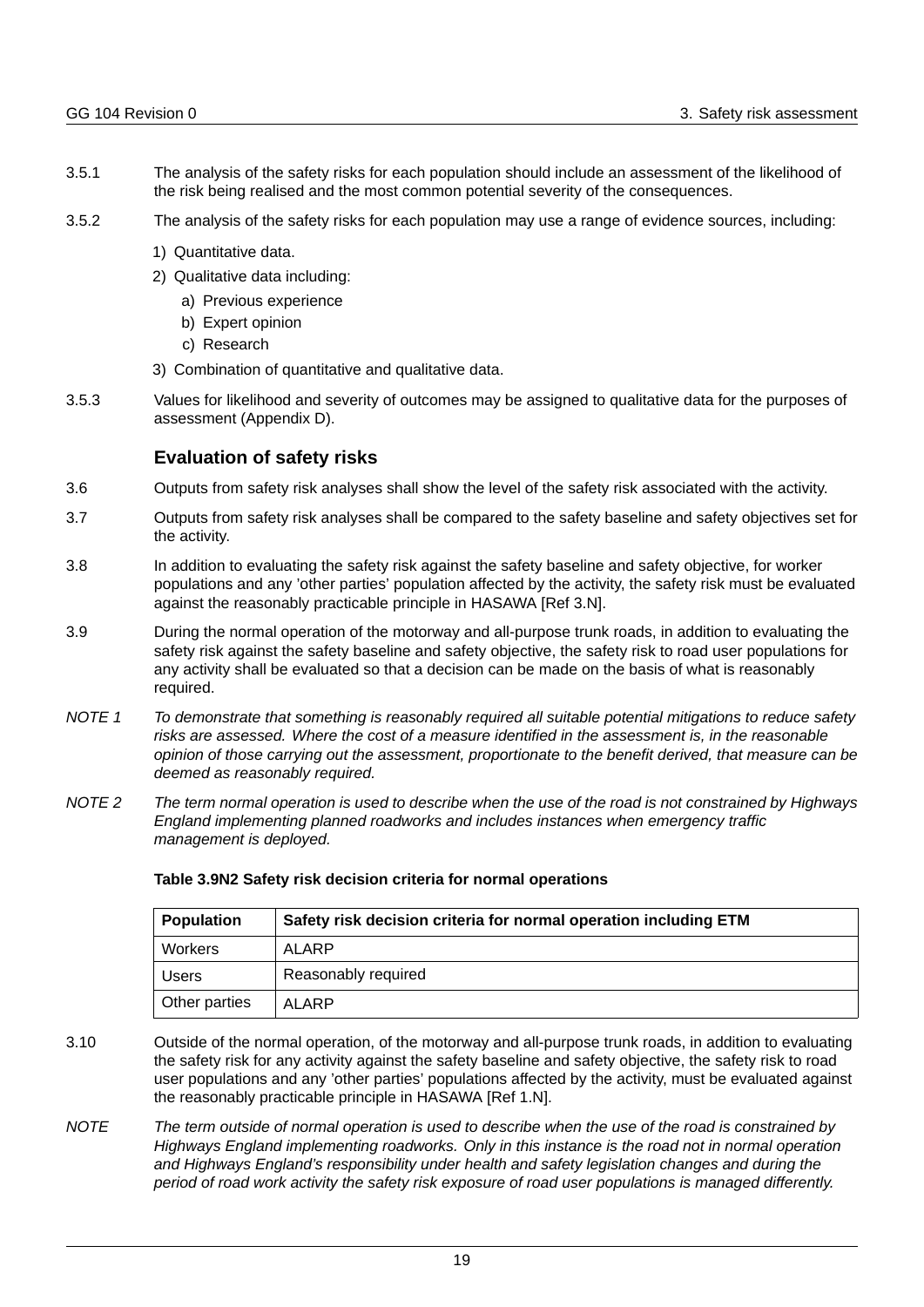3.5.1 The analysis of the safety risks for each population should include an assessment of the likelihood of the risk being realised and the most common potential severity of the consequences.

3.5.2 The analysis of the safety risks for each population may use a range of evidence sources, including:

1) Quantitative data.
2) Qualitative data including:
   a) Previous experience
   b) Expert opinion
   c) Research
3) Combination of quantitative and qualitative data.

3.5.3 Values for likelihood and severity of outcomes may be assigned to qualitative data for the purposes of assessment (Appendix D).

### Evaluation of safety risks

3.6 Outputs from safety risk analyses shall show the level of the safety risk associated with the activity.

3.7 Outputs from safety risk analyses shall be compared to the safety baseline and safety objectives set for the activity.

3.8 In addition to evaluating the safety risk against the safety baseline and safety objective, for worker populations and any 'other parties' population affected by the activity, the safety risk must be evaluated against the reasonably practicable principle in HASAWA [Ref 3.N].

3.9 During the normal operation of the motorway and all-purpose trunk roads, in addition to evaluating the safety risk against the safety baseline and safety objective, the safety risk to road user populations for any activity shall be evaluated so that a decision can be made on the basis of what is reasonably required.

*NOTE 1 To demonstrate that something is reasonably required all suitable potential mitigations to reduce safety risks are assessed. Where the cost of a measure identified in the assessment is, in the reasonable opinion of those carrying out the assessment, proportionate to the benefit derived, that measure can be deemed as reasonably required.*

*NOTE 2 The term normal operation is used to describe when the use of the road is not constrained by Highways England implementing planned roadworks and includes instances when emergency traffic management is deployed.*

**Table 3.9N2 Safety risk decision criteria for normal operations**

| Population | Safety risk decision criteria for normal operation including ETM |
|---|---|
| Workers | ALARP |
| Users | Reasonably required |
| Other parties | ALARP |

3.10 Outside of the normal operation, of the motorway and all-purpose trunk roads, in addition to evaluating the safety risk for any activity against the safety baseline and safety objective, the safety risk to road user populations and any 'other parties' populations affected by the activity, must be evaluated against the reasonably practicable principle in HASAWA [Ref 1.N].

*NOTE The term outside of normal operation is used to describe when the use of the road is constrained by Highways England implementing roadworks. Only in this instance is the road not in normal operation and Highways England's responsibility under health and safety legislation changes and during the period of road work activity the safety risk exposure of road user populations is managed differently.*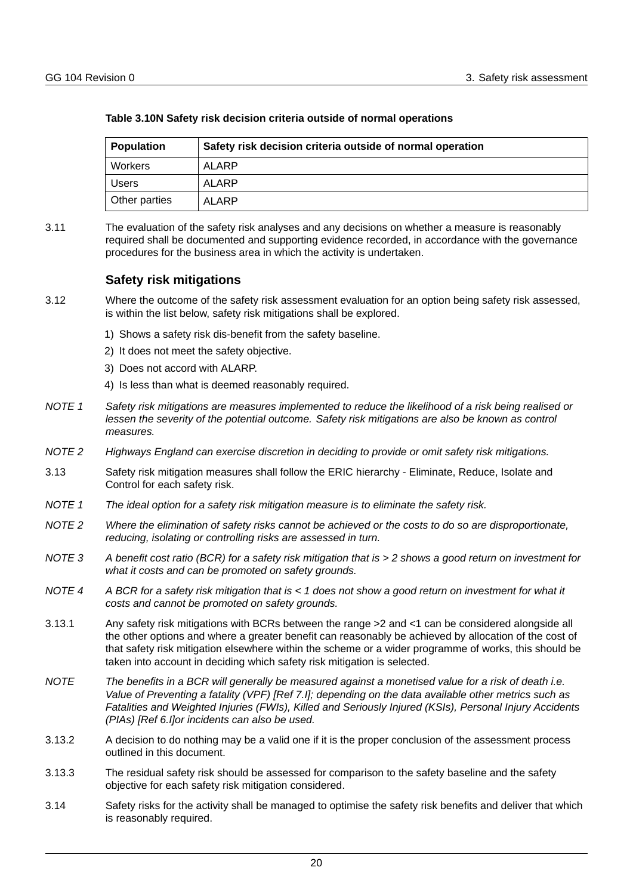**Table 3.10N Safety risk decision criteria outside of normal operations**

| Population | Safety risk decision criteria outside of normal operation |
| --- | --- |
| Workers | ALARP |
| Users | ALARP |
| Other parties | ALARP |

3.11 The evaluation of the safety risk analyses and any decisions on whether a measure is reasonably required shall be documented and supporting evidence recorded, in accordance with the governance procedures for the business area in which the activity is undertaken.

### Safety risk mitigations

3.12 Where the outcome of the safety risk assessment evaluation for an option being safety risk assessed, is within the list below, safety risk mitigations shall be explored.

1) Shows a safety risk dis-benefit from the safety baseline.
2) It does not meet the safety objective.
3) Does not accord with ALARP.
4) Is less than what is deemed reasonably required.

*NOTE 1 Safety risk mitigations are measures implemented to reduce the likelihood of a risk being realised or lessen the severity of the potential outcome. Safety risk mitigations are also be known as control measures.*

*NOTE 2 Highways England can exercise discretion in deciding to provide or omit safety risk mitigations.*

3.13 Safety risk mitigation measures shall follow the ERIC hierarchy - Eliminate, Reduce, Isolate and Control for each safety risk.

*NOTE 1 The ideal option for a safety risk mitigation measure is to eliminate the safety risk.*

*NOTE 2 Where the elimination of safety risks cannot be achieved or the costs to do so are disproportionate, reducing, isolating or controlling risks are assessed in turn.*

*NOTE 3 A benefit cost ratio (BCR) for a safety risk mitigation that is > 2 shows a good return on investment for what it costs and can be promoted on safety grounds.*

*NOTE 4 A BCR for a safety risk mitigation that is < 1 does not show a good return on investment for what it costs and cannot be promoted on safety grounds.*

3.13.1 Any safety risk mitigations with BCRs between the range >2 and <1 can be considered alongside all the other options and where a greater benefit can reasonably be achieved by allocation of the cost of that safety risk mitigation elsewhere within the scheme or a wider programme of works, this should be taken into account in deciding which safety risk mitigation is selected.

*NOTE The benefits in a BCR will generally be measured against a monetised value for a risk of death i.e. Value of Preventing a fatality (VPF) [Ref 7.I]; depending on the data available other metrics such as Fatalities and Weighted Injuries (FWIs), Killed and Seriously Injured (KSIs), Personal Injury Accidents (PIAs) [Ref 6.I]or incidents can also be used.*

3.13.2 A decision to do nothing may be a valid one if it is the proper conclusion of the assessment process outlined in this document.

3.13.3 The residual safety risk should be assessed for comparison to the safety baseline and the safety objective for each safety risk mitigation considered.

3.14 Safety risks for the activity shall be managed to optimise the safety risk benefits and deliver that which is reasonably required.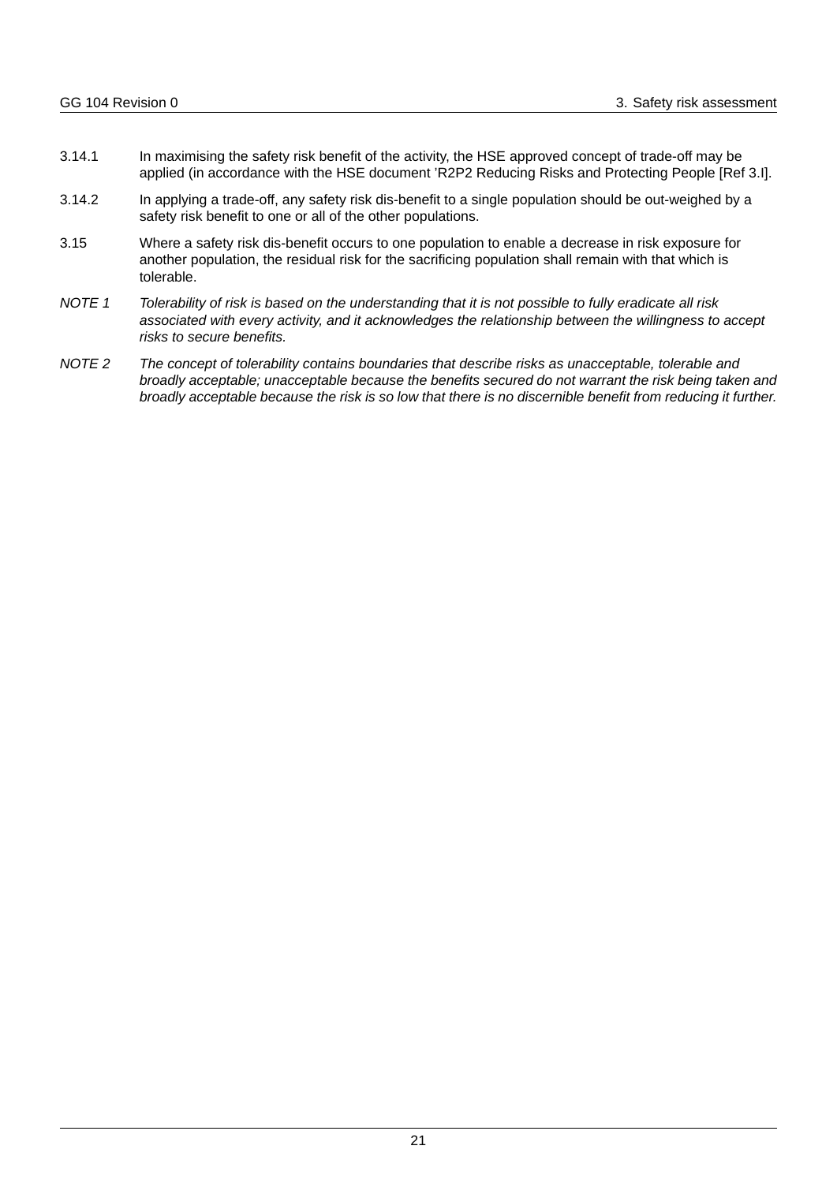3.14.1 In maximising the safety risk benefit of the activity, the HSE approved concept of trade-off may be applied (in accordance with the HSE document 'R2P2 Reducing Risks and Protecting People [Ref 3.I].

3.14.2 In applying a trade-off, any safety risk dis-benefit to a single population should be out-weighed by a safety risk benefit to one or all of the other populations.

3.15 Where a safety risk dis-benefit occurs to one population to enable a decrease in risk exposure for another population, the residual risk for the sacrificing population shall remain with that which is tolerable.

*NOTE 1 Tolerability of risk is based on the understanding that it is not possible to fully eradicate all risk associated with every activity, and it acknowledges the relationship between the willingness to accept risks to secure benefits.*

*NOTE 2 The concept of tolerability contains boundaries that describe risks as unacceptable, tolerable and broadly acceptable; unacceptable because the benefits secured do not warrant the risk being taken and broadly acceptable because the risk is so low that there is no discernible benefit from reducing it further.*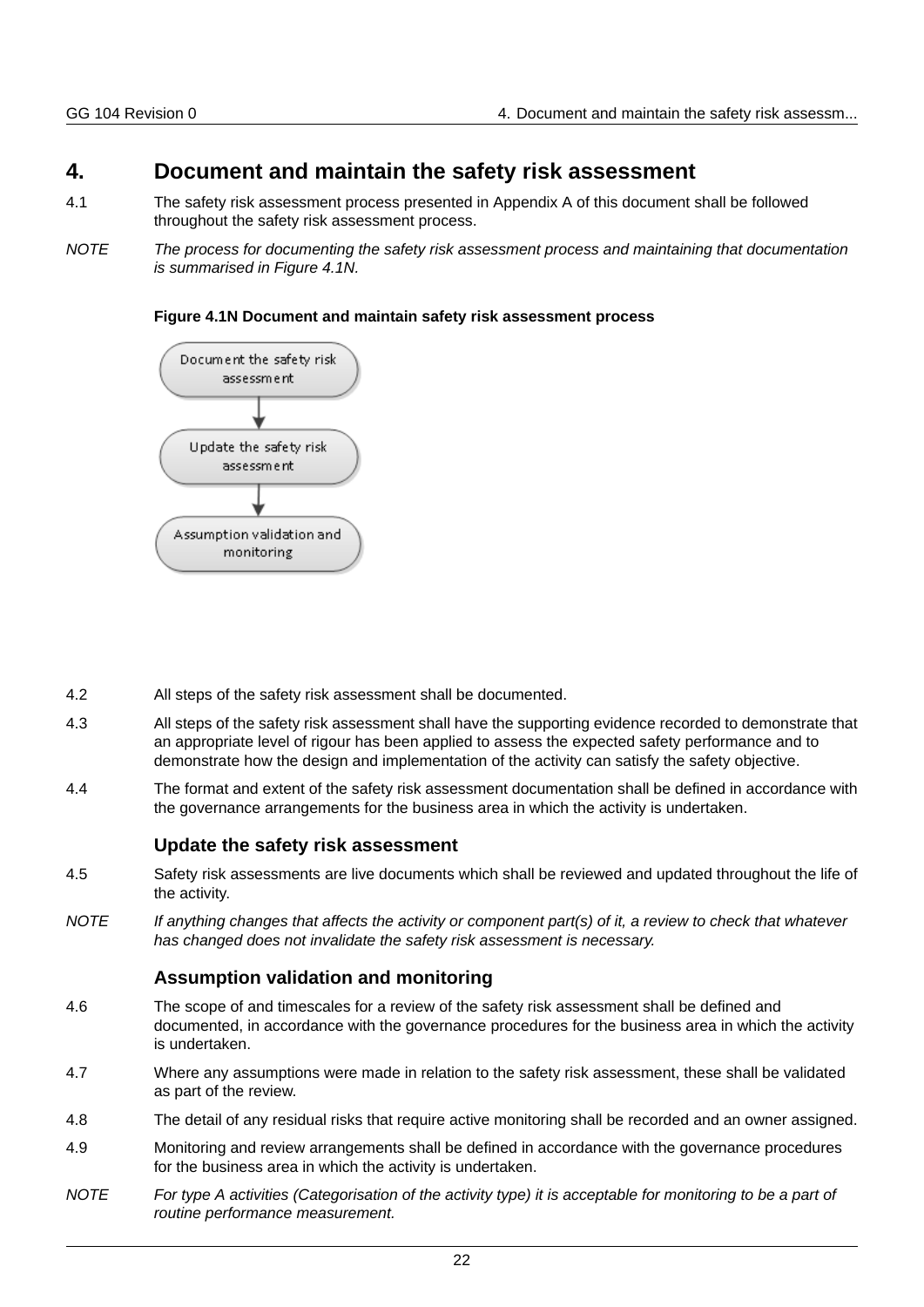# 4. Document and maintain the safety risk assessment

4.1 The safety risk assessment process presented in Appendix A of this document shall be followed throughout the safety risk assessment process.

*NOTE The process for documenting the safety risk assessment process and maintaining that documentation is summarised in Figure 4.1N.*

**Figure 4.1N Document and maintain safety risk assessment process**

Document the safety risk assessment → Update the safety risk assessment → Assumption validation and monitoring

4.2 All steps of the safety risk assessment shall be documented.

4.3 All steps of the safety risk assessment shall have the supporting evidence recorded to demonstrate that an appropriate level of rigour has been applied to assess the expected safety performance and to demonstrate how the design and implementation of the activity can satisfy the safety objective.

4.4 The format and extent of the safety risk assessment documentation shall be defined in accordance with the governance arrangements for the business area in which the activity is undertaken.

### Update the safety risk assessment

4.5 Safety risk assessments are live documents which shall be reviewed and updated throughout the life of the activity.

*NOTE If anything changes that affects the activity or component part(s) of it, a review to check that whatever has changed does not invalidate the safety risk assessment is necessary.*

### Assumption validation and monitoring

4.6 The scope of and timescales for a review of the safety risk assessment shall be defined and documented, in accordance with the governance procedures for the business area in which the activity is undertaken.

4.7 Where any assumptions were made in relation to the safety risk assessment, these shall be validated as part of the review.

4.8 The detail of any residual risks that require active monitoring shall be recorded and an owner assigned.

4.9 Monitoring and review arrangements shall be defined in accordance with the governance procedures for the business area in which the activity is undertaken.

*NOTE For type A activities (Categorisation of the activity type) it is acceptable for monitoring to be a part of routine performance measurement.*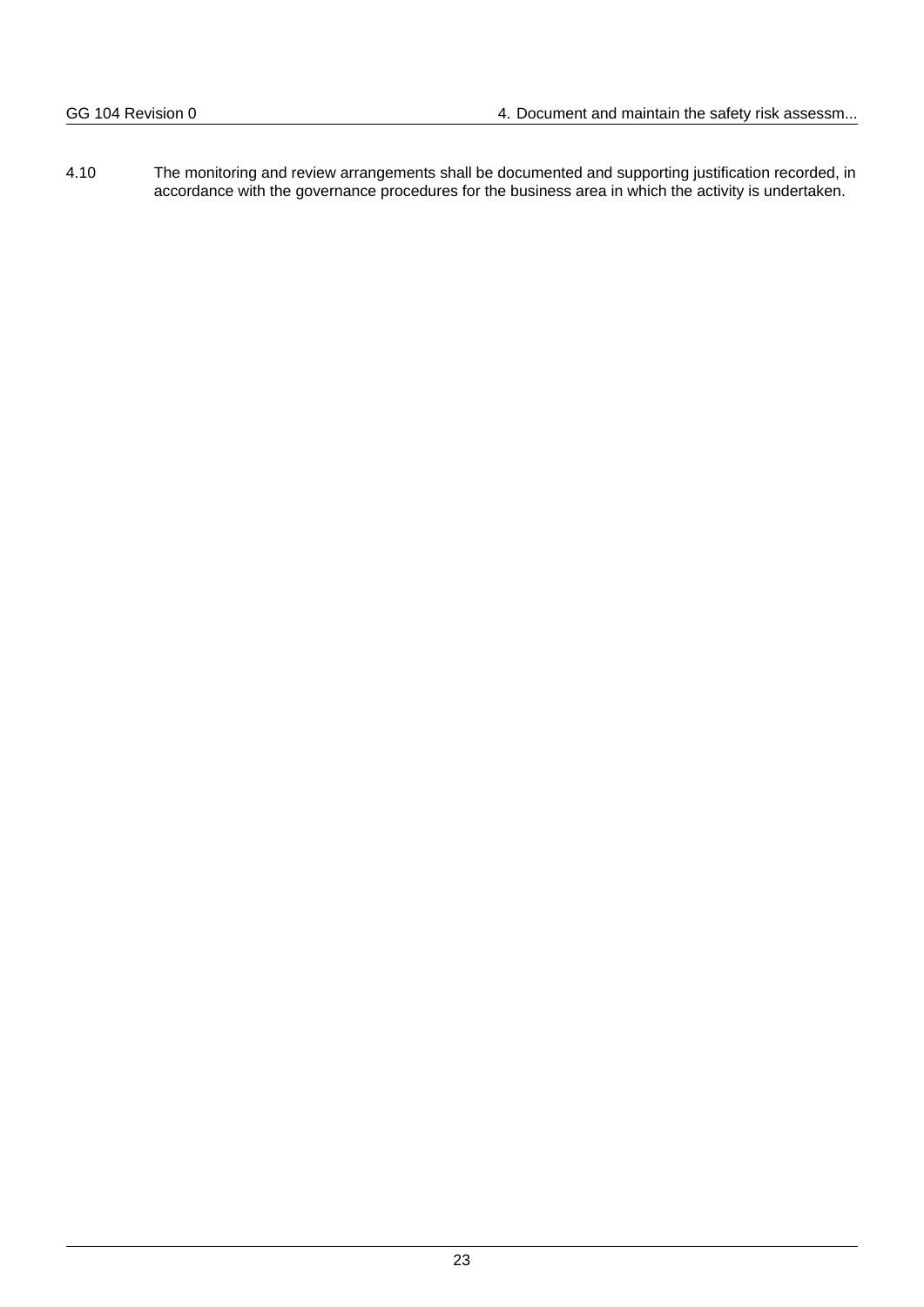4.10 The monitoring and review arrangements shall be documented and supporting justification recorded, in accordance with the governance procedures for the business area in which the activity is undertaken.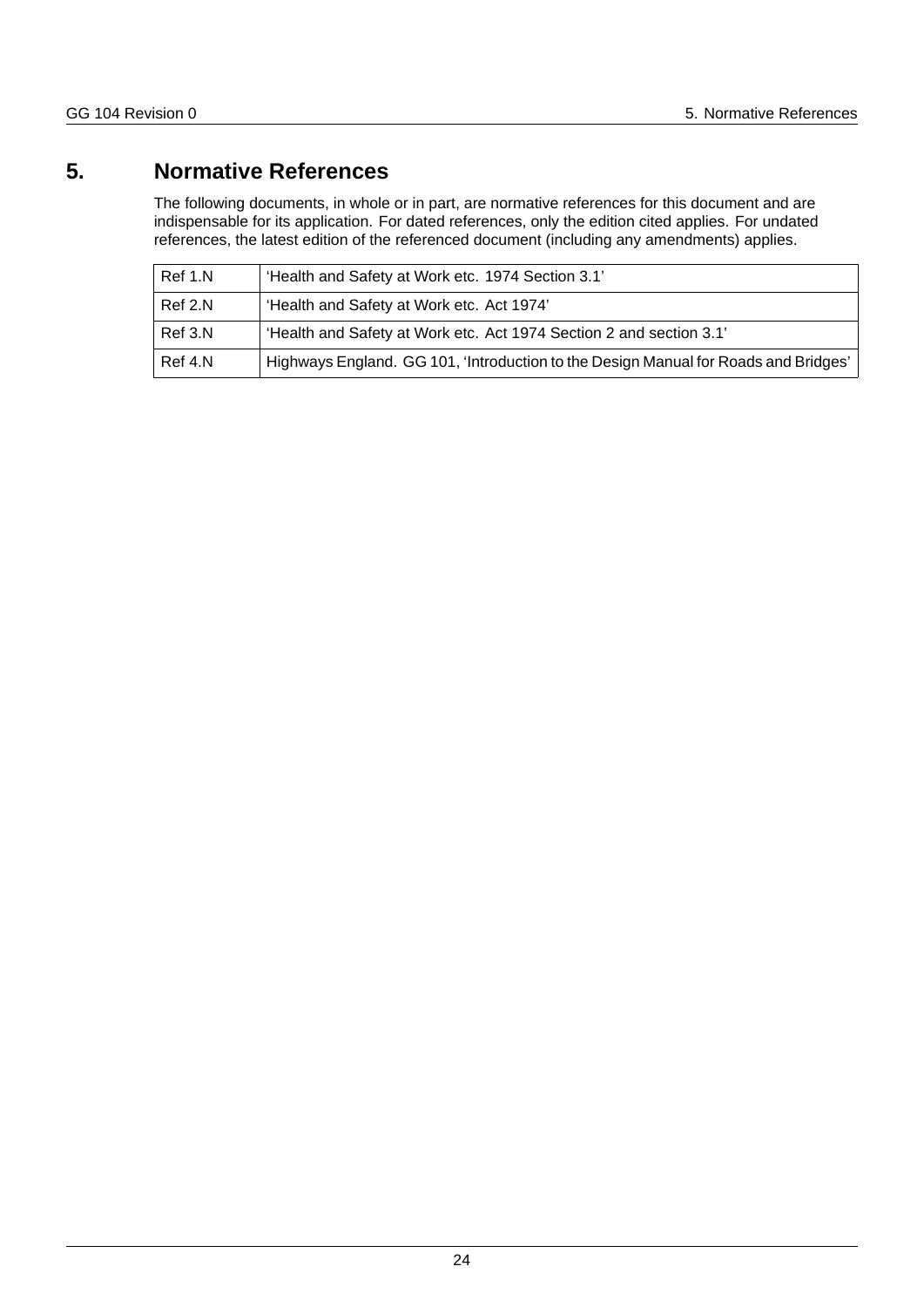# 5. Normative References

The following documents, in whole or in part, are normative references for this document and are indispensable for its application. For dated references, only the edition cited applies. For undated references, the latest edition of the referenced document (including any amendments) applies.

| | |
|---|---|
| Ref 1.N | 'Health and Safety at Work etc. 1974 Section 3.1' |
| Ref 2.N | 'Health and Safety at Work etc. Act 1974' |
| Ref 3.N | 'Health and Safety at Work etc. Act 1974 Section 2 and section 3.1' |
| Ref 4.N | Highways England. GG 101, 'Introduction to the Design Manual for Roads and Bridges' |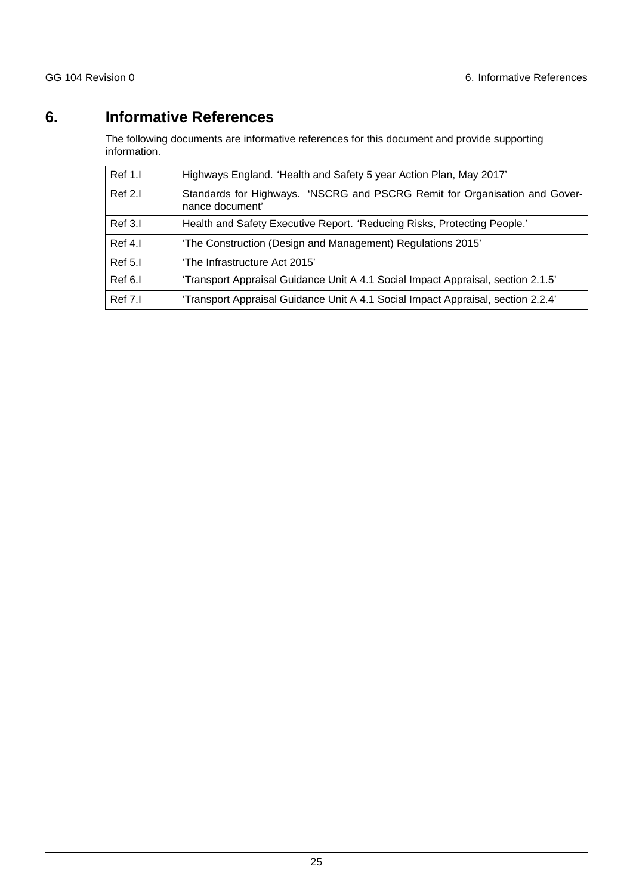# 6. Informative References

The following documents are informative references for this document and provide supporting information.

| | |
|---|---|
| Ref 1.I | Highways England. 'Health and Safety 5 year Action Plan, May 2017' |
| Ref 2.I | Standards for Highways. 'NSCRG and PSCRG Remit for Organisation and Governance document' |
| Ref 3.I | Health and Safety Executive Report. 'Reducing Risks, Protecting People.' |
| Ref 4.I | 'The Construction (Design and Management) Regulations 2015' |
| Ref 5.I | 'The Infrastructure Act 2015' |
| Ref 6.I | 'Transport Appraisal Guidance Unit A 4.1 Social Impact Appraisal, section 2.1.5' |
| Ref 7.I | 'Transport Appraisal Guidance Unit A 4.1 Social Impact Appraisal, section 2.2.4' |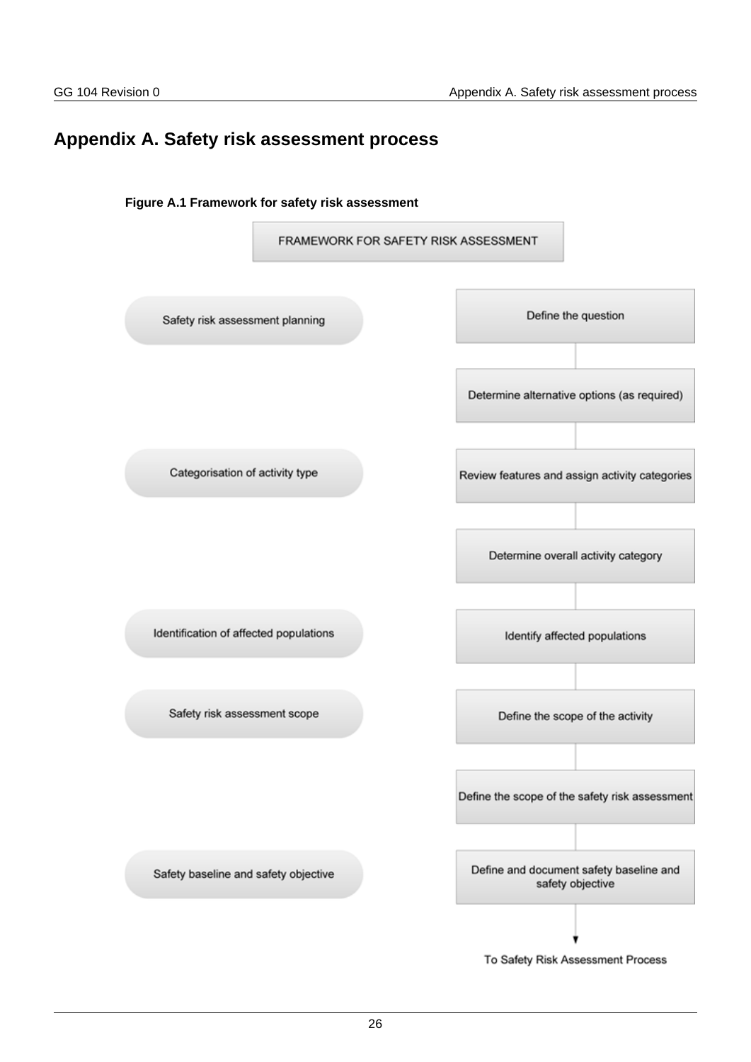# Appendix A. Safety risk assessment process

**Figure A.1 Framework for safety risk assessment**

FRAMEWORK FOR SAFETY RISK ASSESSMENT

| Stage | Steps |
| --- | --- |
| Safety risk assessment planning | Define the question |
| | Determine alternative options (as required) |
| Categorisation of activity type | Review features and assign activity categories |
| | Determine overall activity category |
| Identification of affected populations | Identify affected populations |
| Safety risk assessment scope | Define the scope of the activity |
| | Define the scope of the safety risk assessment |
| Safety baseline and safety objective | Define and document safety baseline and safety objective |

To Safety Risk Assessment Process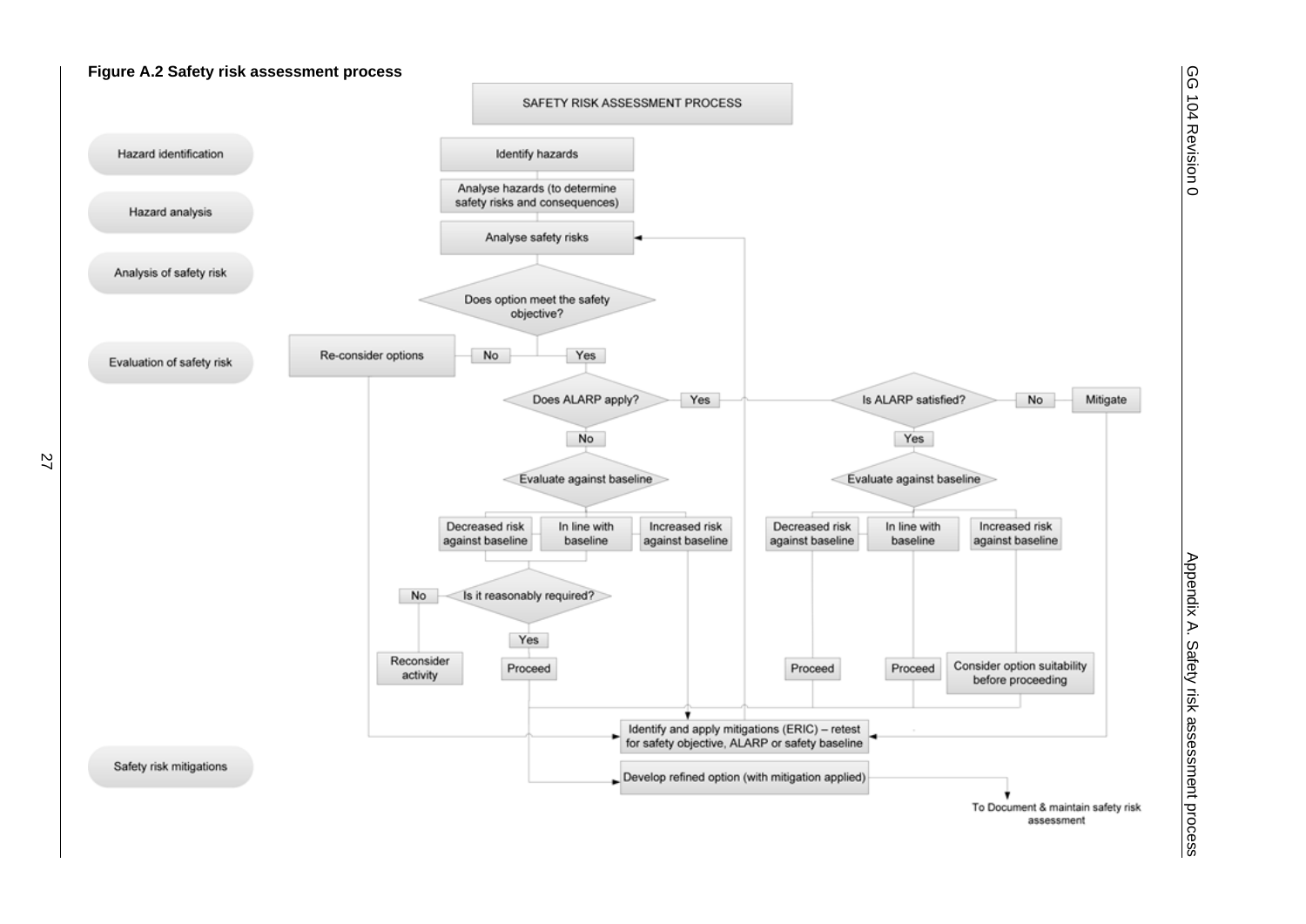**Figure A.2 Safety risk assessment process**

SAFETY RISK ASSESSMENT PROCESS

- **Hazard identification**: Identify hazards
- **Hazard analysis**: Analyse hazards (to determine safety risks and consequences)
- **Analysis of safety risk**: Analyse safety risks
- **Evaluation of safety risk**:
  - Does option meet the safety objective?
    - No → Re-consider options → Identify and apply mitigations (ERIC)
    - Yes → Does ALARP apply?
      - No → Evaluate against baseline
        - Decreased risk against baseline / In line with baseline → Is it reasonably required?
          - No → Reconsider activity
          - Yes → Proceed
        - Increased risk against baseline → Identify and apply mitigations (ERIC)
      - Yes → Is ALARP satisfied?
        - No → Mitigate → Identify and apply mitigations (ERIC)
        - Yes → Evaluate against baseline
          - Decreased risk against baseline → Proceed
          - In line with baseline → Proceed
          - Increased risk against baseline → Consider option suitability before proceeding
- **Safety risk mitigations**:
  - Identify and apply mitigations (ERIC) – retest for safety objective, ALARP or safety baseline → Analyse safety risks
  - Develop refined option (with mitigation applied) → To Document & maintain safety risk assessment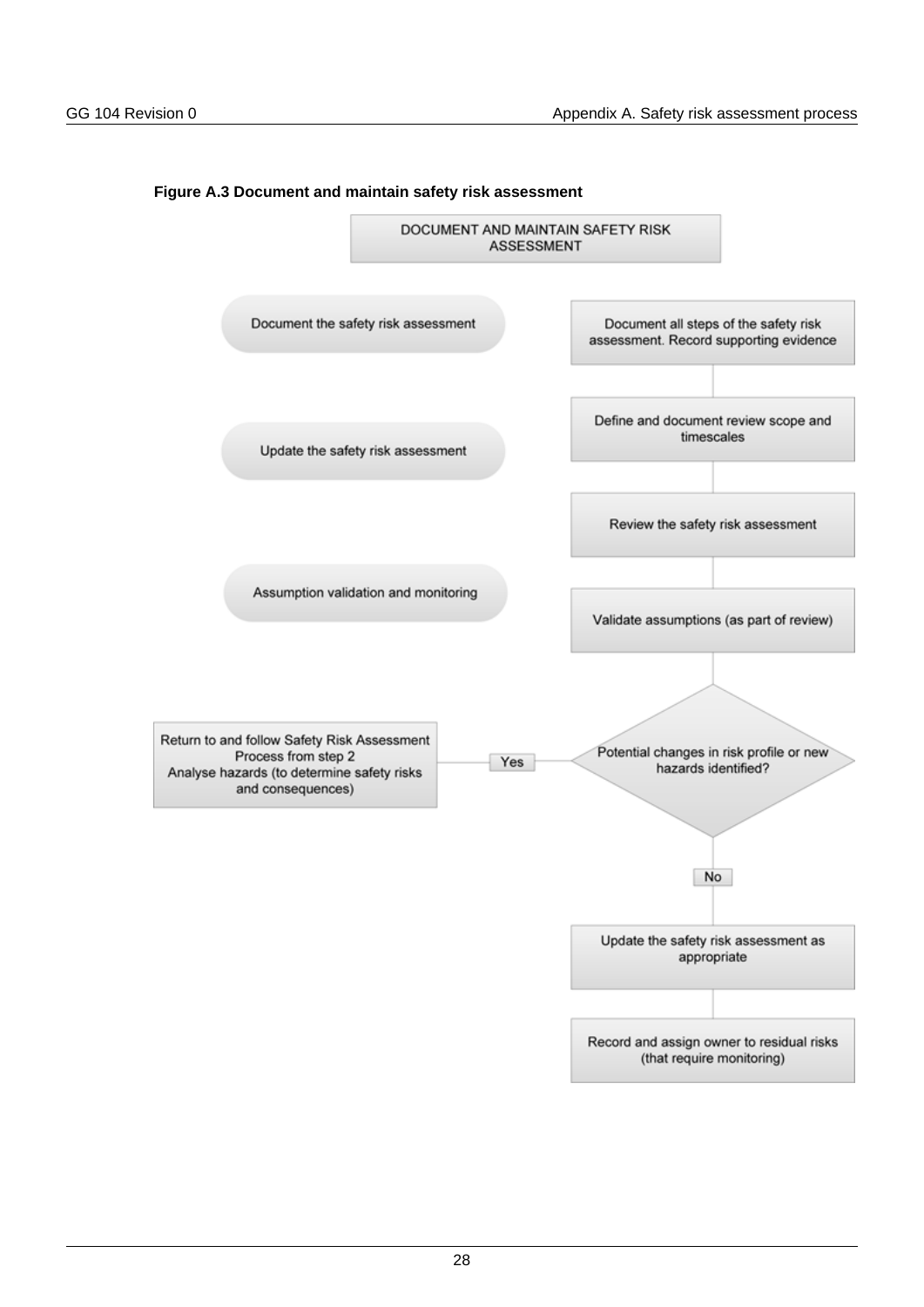**Figure A.3 Document and maintain safety risk assessment**

DOCUMENT AND MAINTAIN SAFETY RISK ASSESSMENT

Document the safety risk assessment

- Document all steps of the safety risk assessment. Record supporting evidence

Update the safety risk assessment

- Define and document review scope and timescales
- Review the safety risk assessment

Assumption validation and monitoring

- Validate assumptions (as part of review)
- Potential changes in risk profile or new hazards identified?
  - Yes: Return to and follow Safety Risk Assessment Process from step 2 Analyse hazards (to determine safety risks and consequences)
  - No: Update the safety risk assessment as appropriate
- Record and assign owner to residual risks (that require monitoring)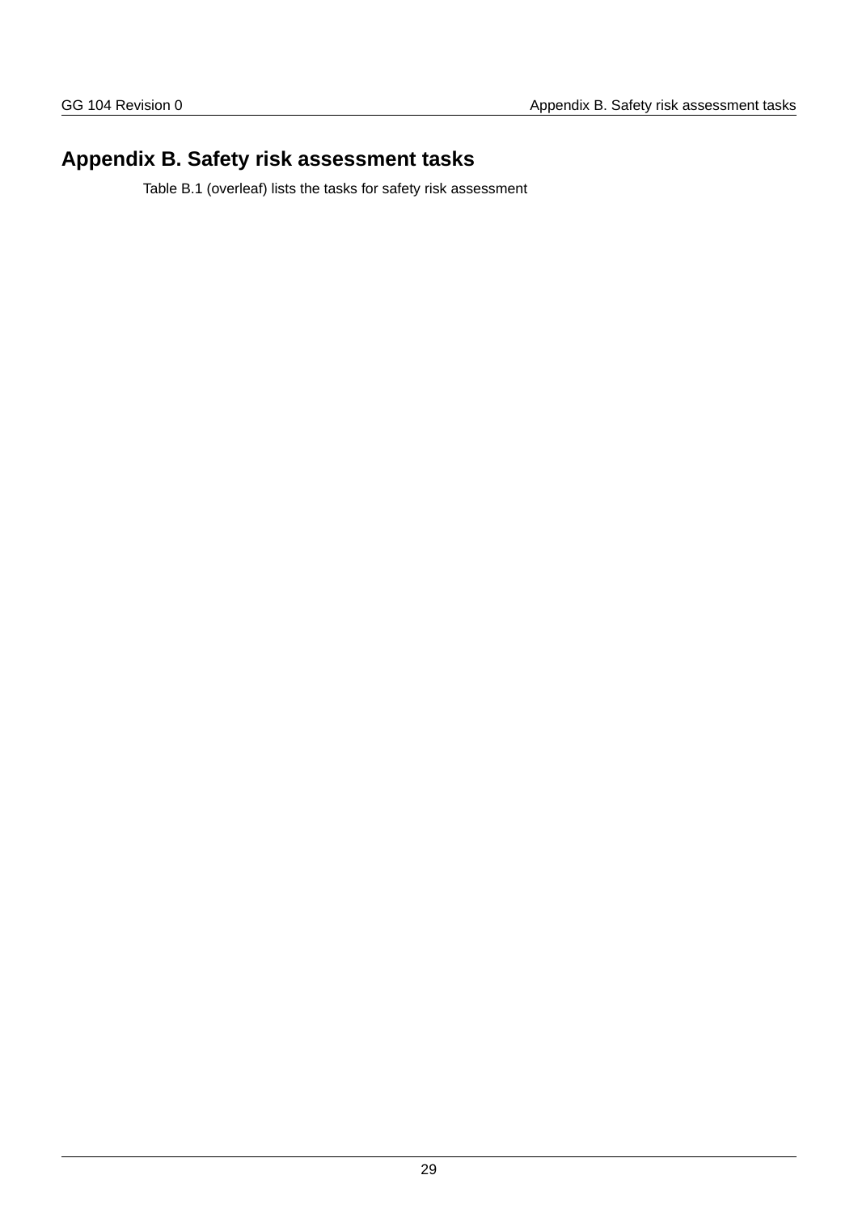# Appendix B. Safety risk assessment tasks

Table B.1 (overleaf) lists the tasks for safety risk assessment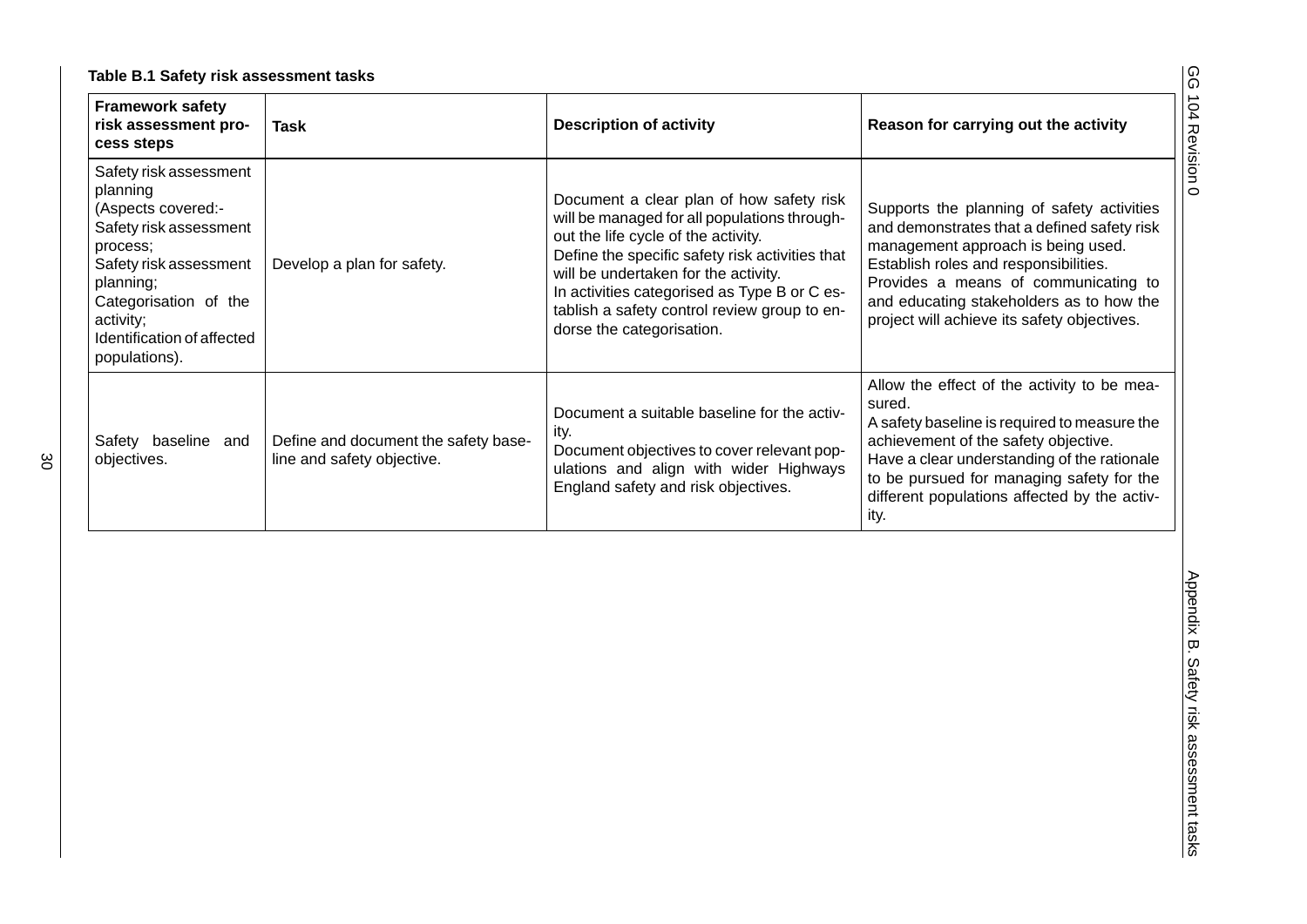**Table B.1 Safety risk assessment tasks**

| Framework safety risk assessment process steps | Task | Description of activity | Reason for carrying out the activity |
|---|---|---|---|
| Safety risk assessment planning (Aspects covered:- Safety risk assessment process; Safety risk assessment planning; Categorisation of the activity; Identification of affected populations). | Develop a plan for safety. | Document a clear plan of how safety risk will be managed for all populations throughout the life cycle of the activity. Define the specific safety risk activities that will be undertaken for the activity. In activities categorised as Type B or C establish a safety control review group to endorse the categorisation. | Supports the planning of safety activities and demonstrates that a defined safety risk management approach is being used. Establish roles and responsibilities. Provides a means of communicating to and educating stakeholders as to how the project will achieve its safety objectives. |
| Safety baseline and objectives. | Define and document the safety baseline and safety objective. | Document a suitable baseline for the activity. Document objectives to cover relevant populations and align with wider Highways England safety and risk objectives. | Allow the effect of the activity to be measured. A safety baseline is required to measure the achievement of the safety objective. Have a clear understanding of the rationale to be pursued for managing safety for the different populations affected by the activity. |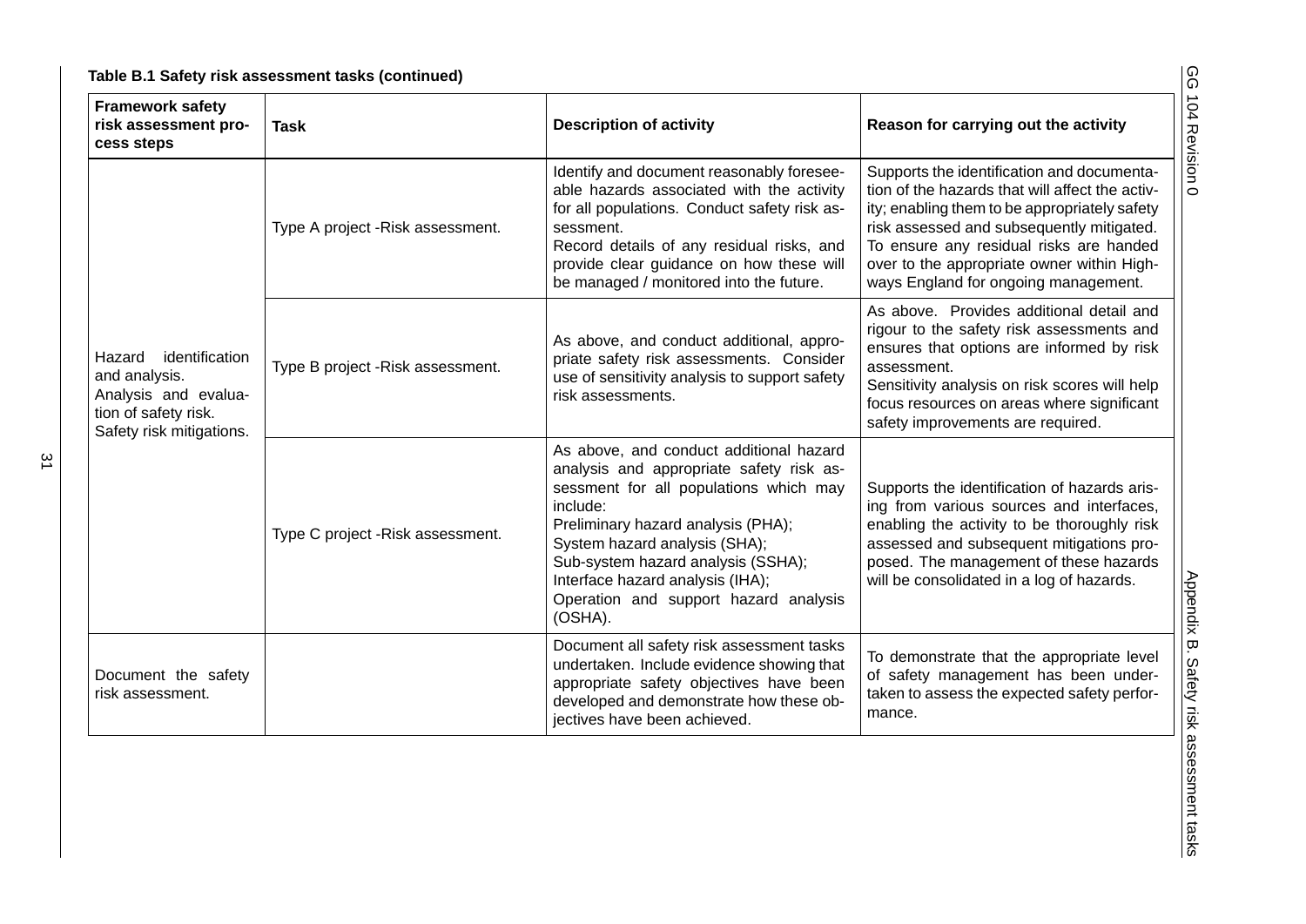**Table B.1 Safety risk assessment tasks (continued)**

| Framework safety risk assessment process steps | Task | Description of activity | Reason for carrying out the activity |
|---|---|---|---|
| Hazard identification and analysis. Analysis and evaluation of safety risk. Safety risk mitigations. | Type A project -Risk assessment. | Identify and document reasonably foreseeable hazards associated with the activity for all populations. Conduct safety risk assessment. Record details of any residual risks, and provide clear guidance on how these will be managed / monitored into the future. | Supports the identification and documentation of the hazards that will affect the activity; enabling them to be appropriately safety risk assessed and subsequently mitigated. To ensure any residual risks are handed over to the appropriate owner within Highways England for ongoing management. |
| | Type B project -Risk assessment. | As above, and conduct additional, appropriate safety risk assessments. Consider use of sensitivity analysis to support safety risk assessments. | As above. Provides additional detail and rigour to the safety risk assessments and ensures that options are informed by risk assessment. Sensitivity analysis on risk scores will help focus resources on areas where significant safety improvements are required. |
| | Type C project -Risk assessment. | As above, and conduct additional hazard analysis and appropriate safety risk assessment for all populations which may include: Preliminary hazard analysis (PHA); System hazard analysis (SHA); Sub-system hazard analysis (SSHA); Interface hazard analysis (IHA); Operation and support hazard analysis (OSHA). | Supports the identification of hazards arising from various sources and interfaces, enabling the activity to be thoroughly risk assessed and subsequent mitigations proposed. The management of these hazards will be consolidated in a log of hazards. |
| Document the safety risk assessment. | | Document all safety risk assessment tasks undertaken. Include evidence showing that appropriate safety objectives have been developed and demonstrate how these objectives have been achieved. | To demonstrate that the appropriate level of safety management has been undertaken to assess the expected safety performance. |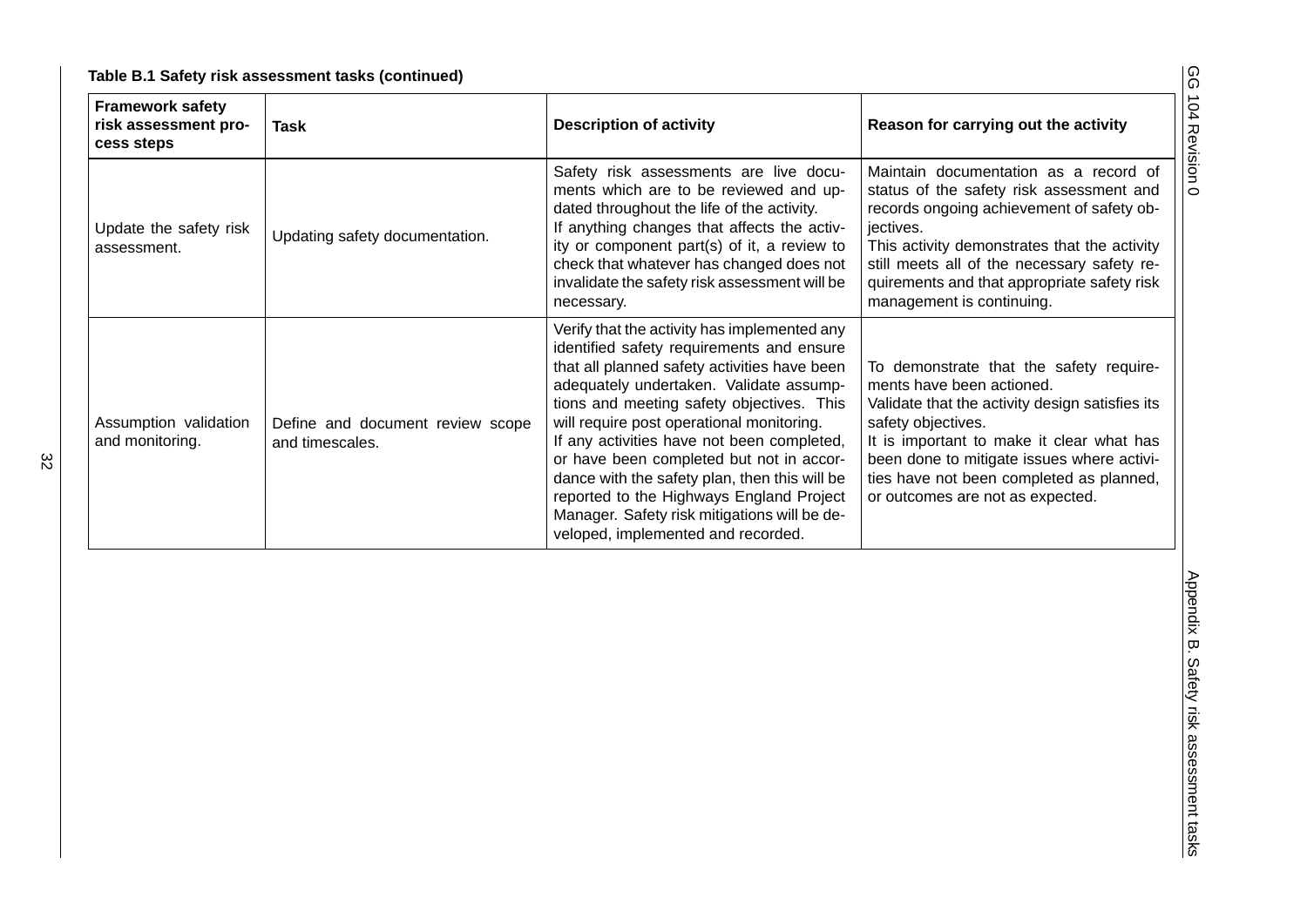**Table B.1 Safety risk assessment tasks (continued)**

| Framework safety risk assessment process steps | Task | Description of activity | Reason for carrying out the activity |
|---|---|---|---|
| Update the safety risk assessment. | Updating safety documentation. | Safety risk assessments are live documents which are to be reviewed and updated throughout the life of the activity.<br>If anything changes that affects the activity or component part(s) of it, a review to check that whatever has changed does not invalidate the safety risk assessment will be necessary. | Maintain documentation as a record of status of the safety risk assessment and records ongoing achievement of safety objectives.<br>This activity demonstrates that the activity still meets all of the necessary safety requirements and that appropriate safety risk management is continuing. |
| Assumption validation and monitoring. | Define and document review scope and timescales. | Verify that the activity has implemented any identified safety requirements and ensure that all planned safety activities have been adequately undertaken. Validate assumptions and meeting safety objectives. This will require post operational monitoring.<br>If any activities have not been completed, or have been completed but not in accordance with the safety plan, then this will be reported to the Highways England Project Manager. Safety risk mitigations will be developed, implemented and recorded. | To demonstrate that the safety requirements have been actioned.<br>Validate that the activity design satisfies its safety objectives.<br>It is important to make it clear what has been done to mitigate issues where activities have not been completed as planned, or outcomes are not as expected. |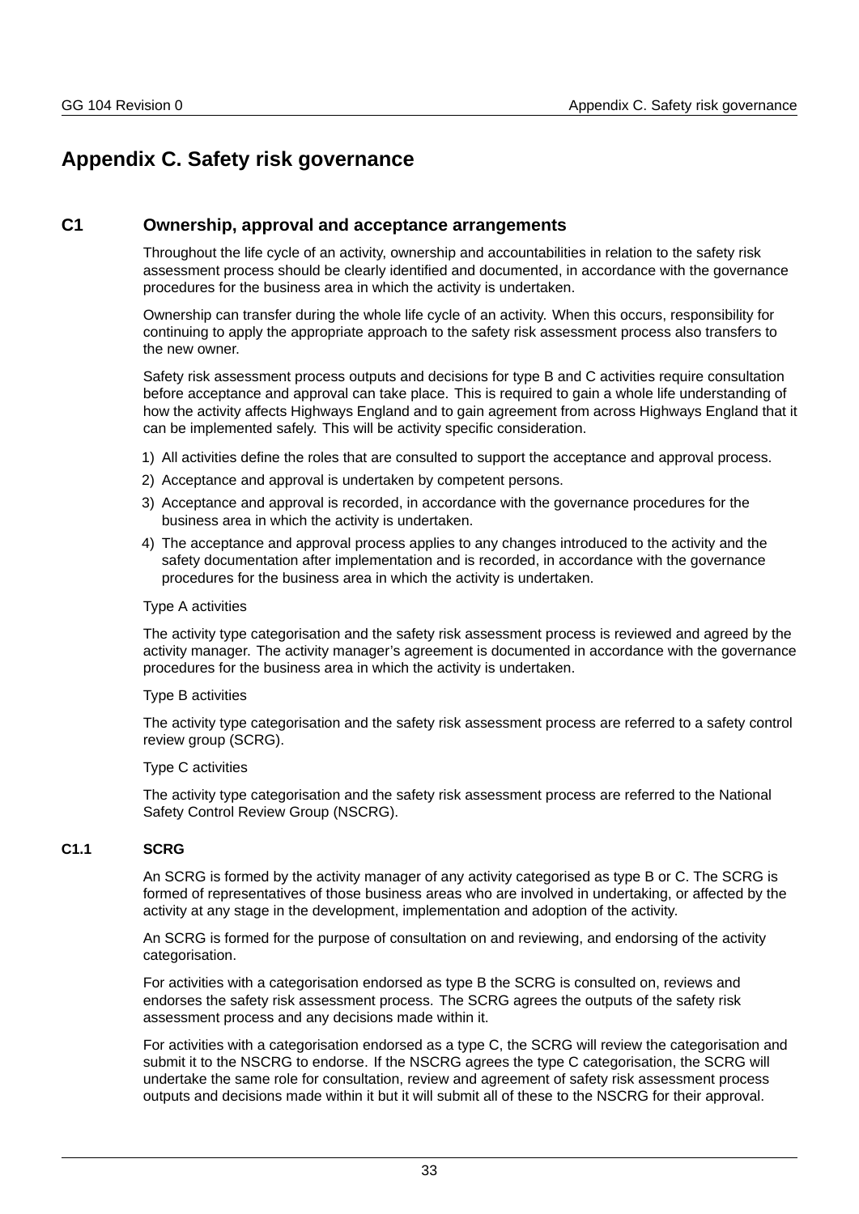# Appendix C. Safety risk governance

## C1 Ownership, approval and acceptance arrangements

Throughout the life cycle of an activity, ownership and accountabilities in relation to the safety risk assessment process should be clearly identified and documented, in accordance with the governance procedures for the business area in which the activity is undertaken.

Ownership can transfer during the whole life cycle of an activity. When this occurs, responsibility for continuing to apply the appropriate approach to the safety risk assessment process also transfers to the new owner.

Safety risk assessment process outputs and decisions for type B and C activities require consultation before acceptance and approval can take place. This is required to gain a whole life understanding of how the activity affects Highways England and to gain agreement from across Highways England that it can be implemented safely. This will be activity specific consideration.

1) All activities define the roles that are consulted to support the acceptance and approval process.
2) Acceptance and approval is undertaken by competent persons.
3) Acceptance and approval is recorded, in accordance with the governance procedures for the business area in which the activity is undertaken.
4) The acceptance and approval process applies to any changes introduced to the activity and the safety documentation after implementation and is recorded, in accordance with the governance procedures for the business area in which the activity is undertaken.

Type A activities

The activity type categorisation and the safety risk assessment process is reviewed and agreed by the activity manager. The activity manager's agreement is documented in accordance with the governance procedures for the business area in which the activity is undertaken.

Type B activities

The activity type categorisation and the safety risk assessment process are referred to a safety control review group (SCRG).

Type C activities

The activity type categorisation and the safety risk assessment process are referred to the National Safety Control Review Group (NSCRG).

### C1.1 SCRG

An SCRG is formed by the activity manager of any activity categorised as type B or C. The SCRG is formed of representatives of those business areas who are involved in undertaking, or affected by the activity at any stage in the development, implementation and adoption of the activity.

An SCRG is formed for the purpose of consultation on and reviewing, and endorsing of the activity categorisation.

For activities with a categorisation endorsed as type B the SCRG is consulted on, reviews and endorses the safety risk assessment process. The SCRG agrees the outputs of the safety risk assessment process and any decisions made within it.

For activities with a categorisation endorsed as a type C, the SCRG will review the categorisation and submit it to the NSCRG to endorse. If the NSCRG agrees the type C categorisation, the SCRG will undertake the same role for consultation, review and agreement of safety risk assessment process outputs and decisions made within it but it will submit all of these to the NSCRG for their approval.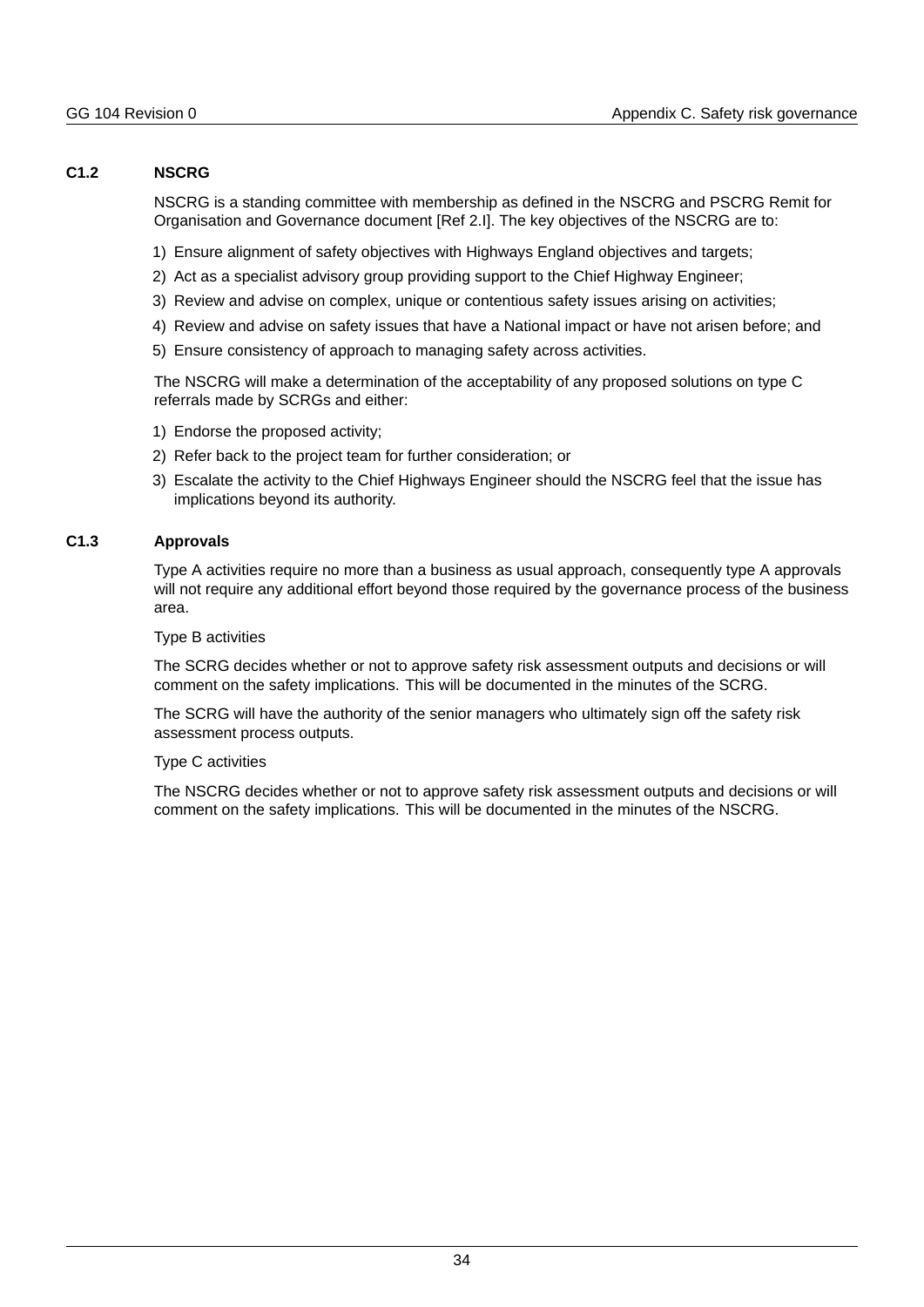### C1.2 NSCRG

NSCRG is a standing committee with membership as defined in the NSCRG and PSCRG Remit for Organisation and Governance document [Ref 2.I]. The key objectives of the NSCRG are to:

1) Ensure alignment of safety objectives with Highways England objectives and targets;
2) Act as a specialist advisory group providing support to the Chief Highway Engineer;
3) Review and advise on complex, unique or contentious safety issues arising on activities;
4) Review and advise on safety issues that have a National impact or have not arisen before; and
5) Ensure consistency of approach to managing safety across activities.

The NSCRG will make a determination of the acceptability of any proposed solutions on type C referrals made by SCRGs and either:

1) Endorse the proposed activity;
2) Refer back to the project team for further consideration; or
3) Escalate the activity to the Chief Highways Engineer should the NSCRG feel that the issue has implications beyond its authority.

### C1.3 Approvals

Type A activities require no more than a business as usual approach, consequently type A approvals will not require any additional effort beyond those required by the governance process of the business area.

Type B activities

The SCRG decides whether or not to approve safety risk assessment outputs and decisions or will comment on the safety implications. This will be documented in the minutes of the SCRG.

The SCRG will have the authority of the senior managers who ultimately sign off the safety risk assessment process outputs.

Type C activities

The NSCRG decides whether or not to approve safety risk assessment outputs and decisions or will comment on the safety implications. This will be documented in the minutes of the NSCRG.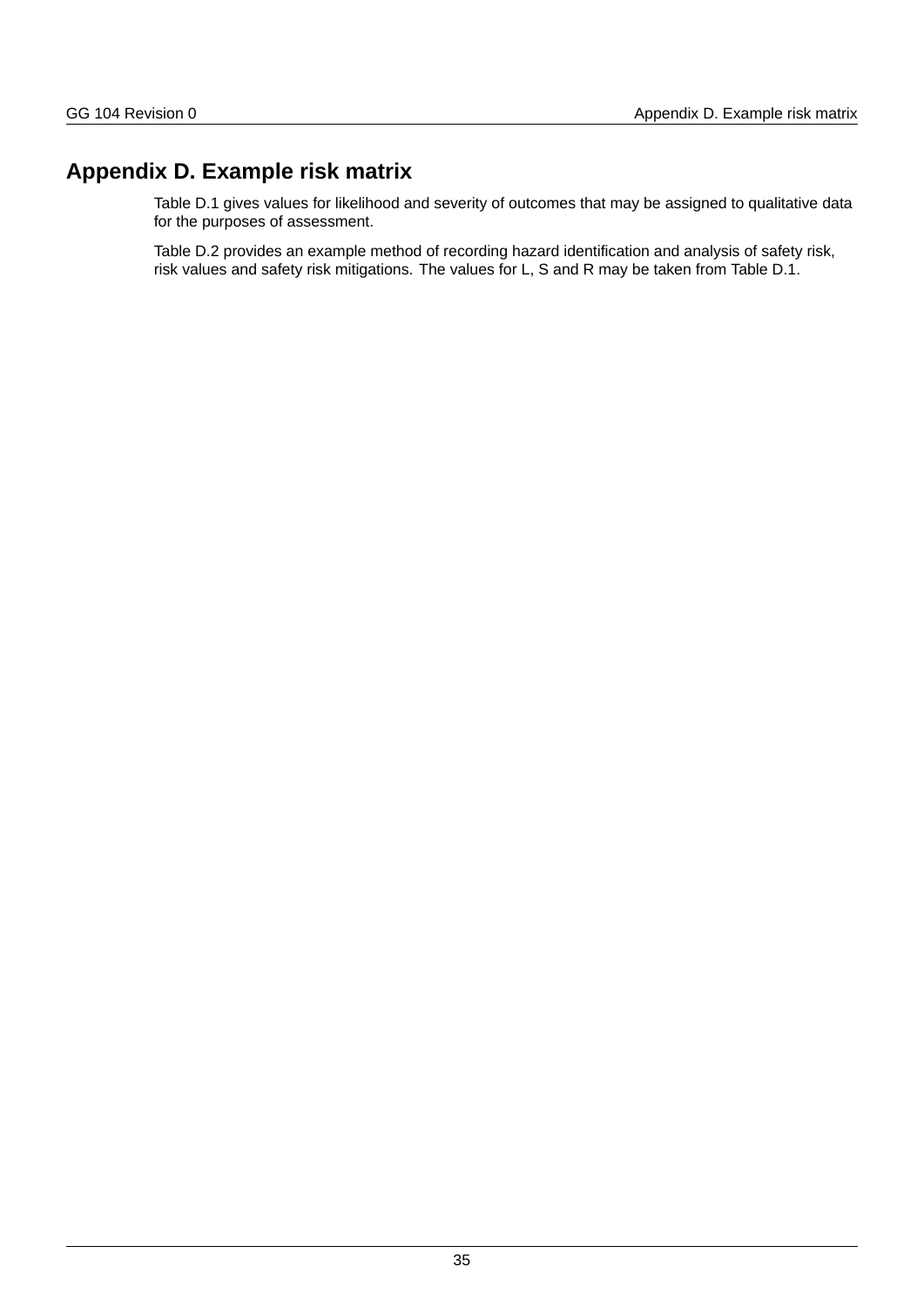# Appendix D. Example risk matrix

Table D.1 gives values for likelihood and severity of outcomes that may be assigned to qualitative data for the purposes of assessment.

Table D.2 provides an example method of recording hazard identification and analysis of safety risk, risk values and safety risk mitigations. The values for L, S and R may be taken from Table D.1.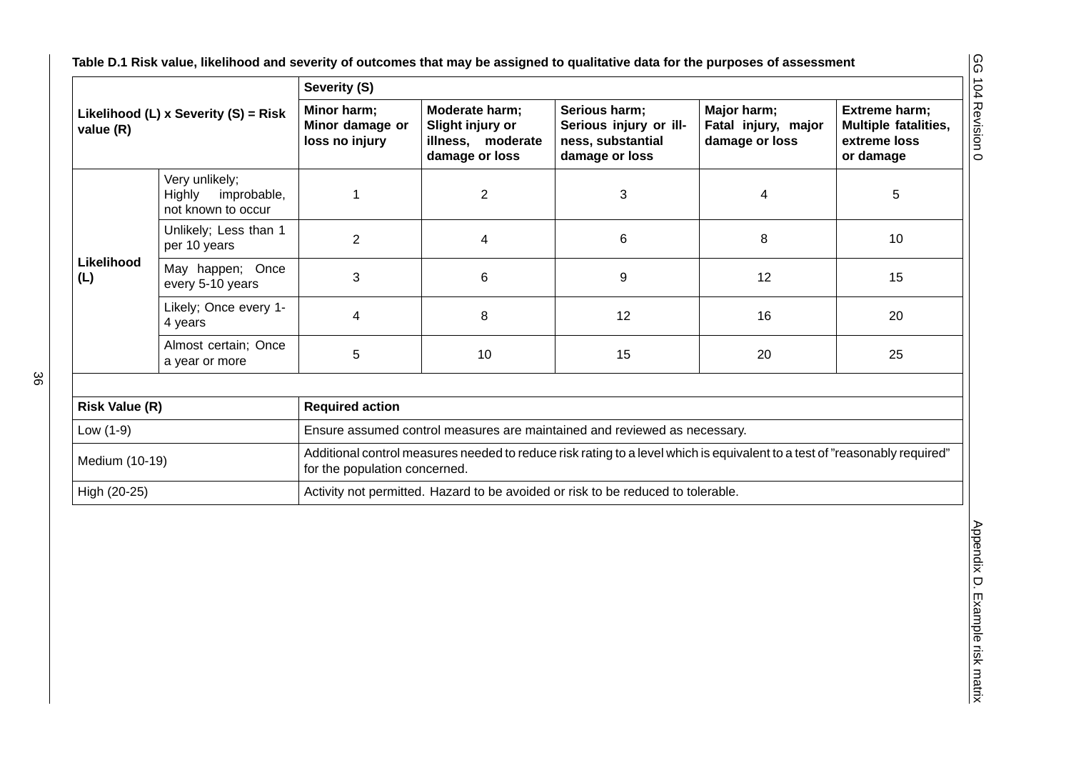**Table D.1 Risk value, likelihood and severity of outcomes that may be assigned to qualitative data for the purposes of assessment**

| Likelihood (L) x Severity (S) = Risk value (R) | | Severity (S) | | | | |
|---|---|---|---|---|---|---|
| | | **Minor harm; Minor damage or loss no injury** | **Moderate harm; Slight injury or illness, moderate damage or loss** | **Serious harm; Serious injury or illness, substantial damage or loss** | **Major harm; Fatal injury, major damage or loss** | **Extreme harm; Multiple fatalities, extreme loss or damage** |
| **Likelihood (L)** | Very unlikely; Highly improbable, not known to occur | 1 | 2 | 3 | 4 | 5 |
| | Unlikely; Less than 1 per 10 years | 2 | 4 | 6 | 8 | 10 |
| | May happen; Once every 5-10 years | 3 | 6 | 9 | 12 | 15 |
| | Likely; Once every 1-4 years | 4 | 8 | 12 | 16 | 20 |
| | Almost certain; Once a year or more | 5 | 10 | 15 | 20 | 25 |

| Risk Value (R) | Required action |
|---|---|
| Low (1-9) | Ensure assumed control measures are maintained and reviewed as necessary. |
| Medium (10-19) | Additional control measures needed to reduce risk rating to a level which is equivalent to a test of "reasonably required" for the population concerned. |
| High (20-25) | Activity not permitted. Hazard to be avoided or risk to be reduced to tolerable. |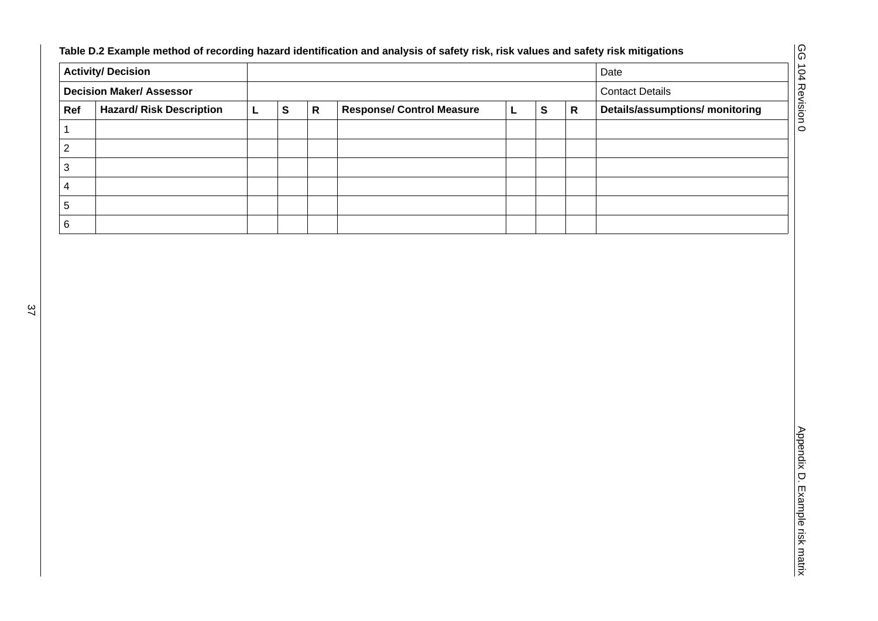**Table D.2 Example method of recording hazard identification and analysis of safety risk, risk values and safety risk mitigations**

| Activity/ Decision | | | | | | | | | Date |
|---|---|---|---|---|---|---|---|---|---|
| **Decision Maker/ Assessor** | | | | | | | | | Contact Details |
| **Ref** | **Hazard/ Risk Description** | **L** | **S** | **R** | **Response/ Control Measure** | **L** | **S** | **R** | **Details/assumptions/ monitoring** |
| 1 | | | | | | | | | |
| 2 | | | | | | | | | |
| 3 | | | | | | | | | |
| 4 | | | | | | | | | |
| 5 | | | | | | | | | |
| 6 | | | | | | | | | |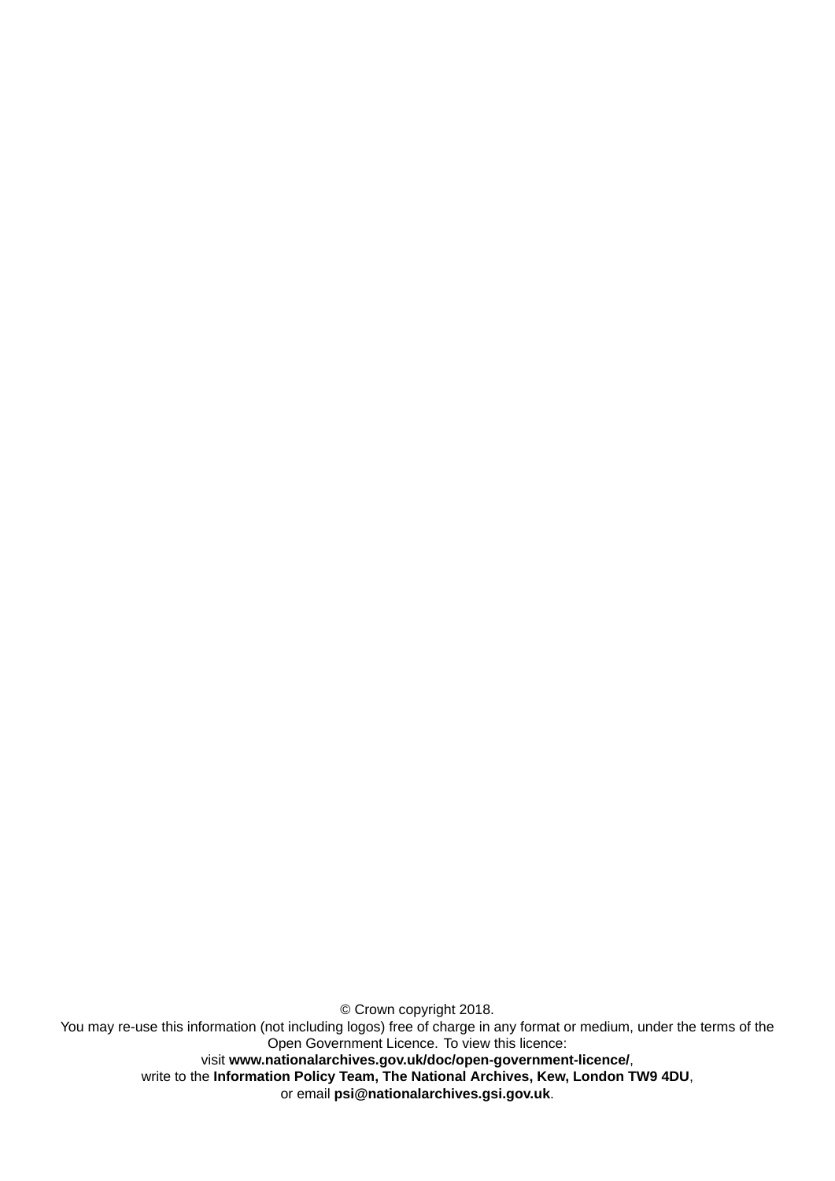© Crown copyright 2018.

You may re-use this information (not including logos) free of charge in any format or medium, under the terms of the Open Government Licence. To view this licence:

visit **www.nationalarchives.gov.uk/doc/open-government-licence/**,

write to the **Information Policy Team, The National Archives, Kew, London TW9 4DU**,

or email **psi@nationalarchives.gsi.gov.uk**.